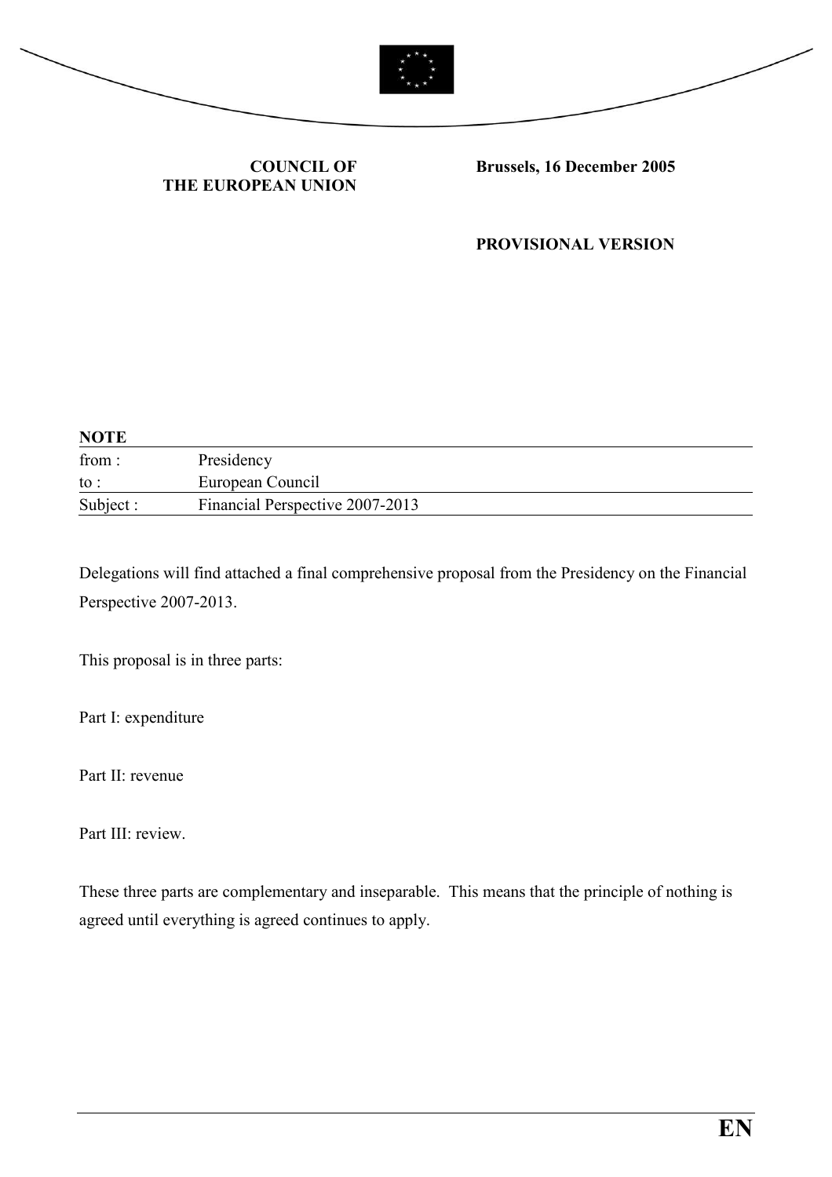**COUNCIL OF THE EUROPEAN UNION**

**Brussels, 16 December 2005**

**PROVISIONAL VERSION**

**NOTE**

| | |
|---|---|
| from : | Presidency |
| to : | European Council |
| Subject : | Financial Perspective 2007-2013 |

Delegations will find attached a final comprehensive proposal from the Presidency on the Financial Perspective 2007-2013.

This proposal is in three parts:

Part I: expenditure

Part II: revenue

Part III: review.

These three parts are complementary and inseparable. This means that the principle of nothing is agreed until everything is agreed continues to apply.

**EN**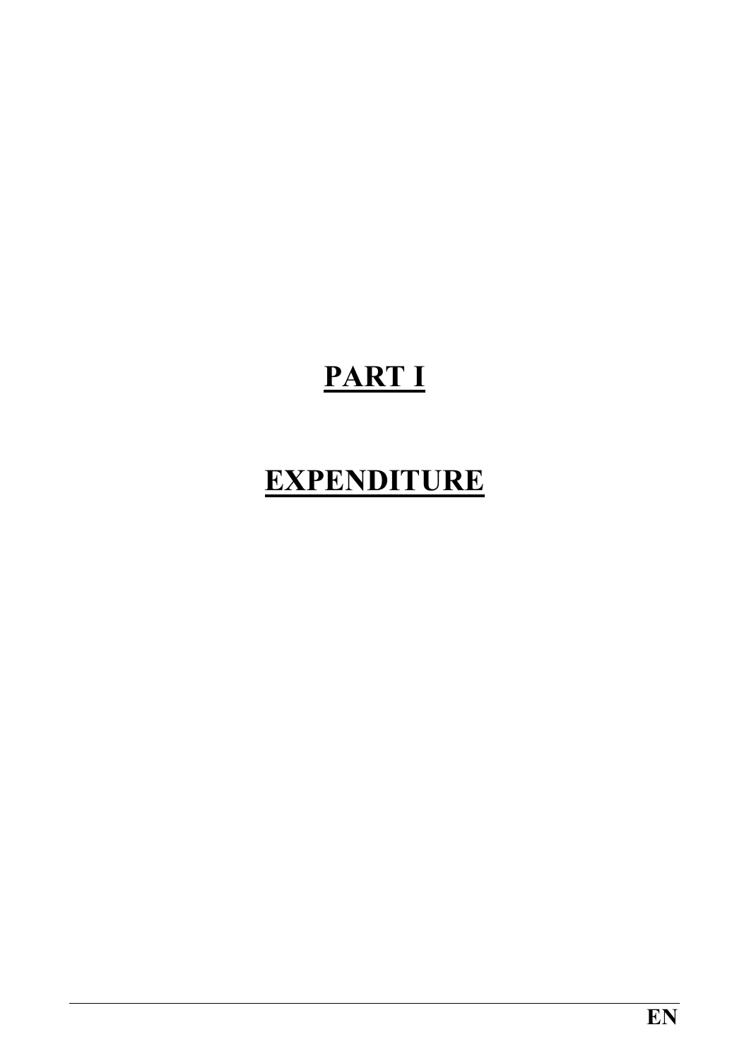# PART I

# EXPENDITURE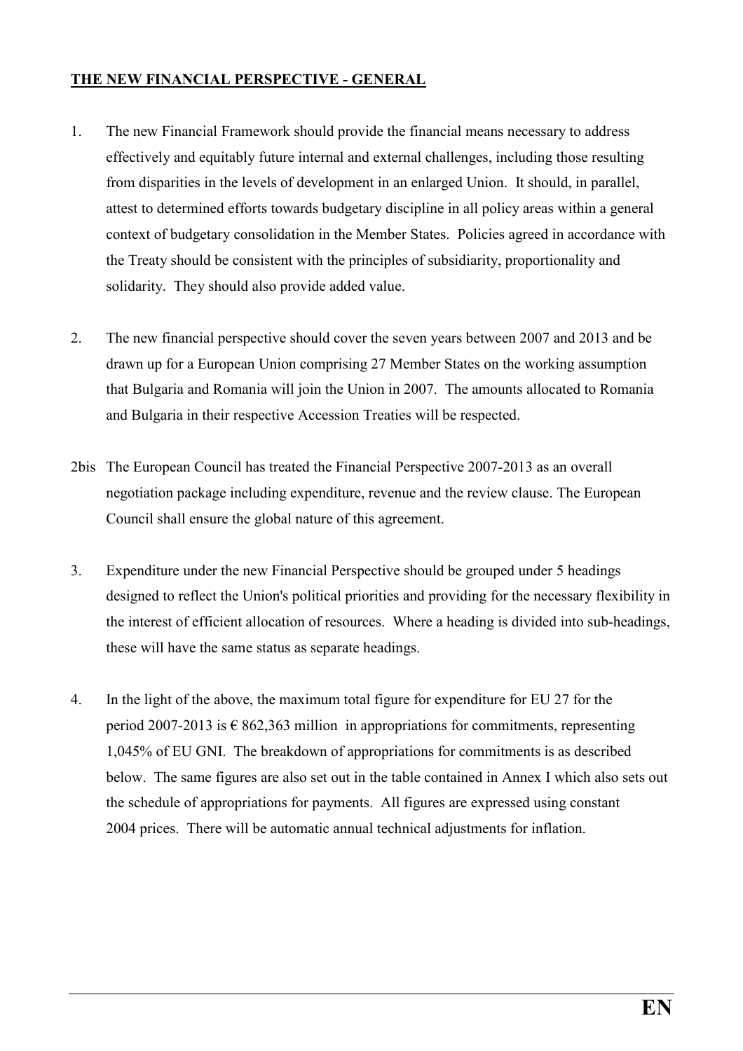**THE NEW FINANCIAL PERSPECTIVE - GENERAL**

1. The new Financial Framework should provide the financial means necessary to address effectively and equitably future internal and external challenges, including those resulting from disparities in the levels of development in an enlarged Union. It should, in parallel, attest to determined efforts towards budgetary discipline in all policy areas within a general context of budgetary consolidation in the Member States. Policies agreed in accordance with the Treaty should be consistent with the principles of subsidiarity, proportionality and solidarity. They should also provide added value.

2. The new financial perspective should cover the seven years between 2007 and 2013 and be drawn up for a European Union comprising 27 Member States on the working assumption that Bulgaria and Romania will join the Union in 2007. The amounts allocated to Romania and Bulgaria in their respective Accession Treaties will be respected.

2bis The European Council has treated the Financial Perspective 2007-2013 as an overall negotiation package including expenditure, revenue and the review clause. The European Council shall ensure the global nature of this agreement.

3. Expenditure under the new Financial Perspective should be grouped under 5 headings designed to reflect the Union's political priorities and providing for the necessary flexibility in the interest of efficient allocation of resources. Where a heading is divided into sub-headings, these will have the same status as separate headings.

4. In the light of the above, the maximum total figure for expenditure for EU 27 for the period 2007-2013 is € 862,363 million in appropriations for commitments, representing 1,045% of EU GNI. The breakdown of appropriations for commitments is as described below. The same figures are also set out in the table contained in Annex I which also sets out the schedule of appropriations for payments. All figures are expressed using constant 2004 prices. There will be automatic annual technical adjustments for inflation.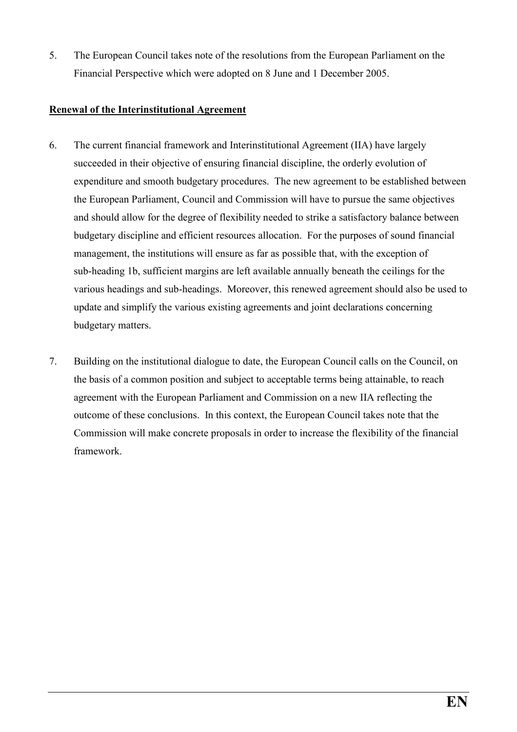5. The European Council takes note of the resolutions from the European Parliament on the Financial Perspective which were adopted on 8 June and 1 December 2005.

**Renewal of the Interinstitutional Agreement**

6. The current financial framework and Interinstitutional Agreement (IIA) have largely succeeded in their objective of ensuring financial discipline, the orderly evolution of expenditure and smooth budgetary procedures. The new agreement to be established between the European Parliament, Council and Commission will have to pursue the same objectives and should allow for the degree of flexibility needed to strike a satisfactory balance between budgetary discipline and efficient resources allocation. For the purposes of sound financial management, the institutions will ensure as far as possible that, with the exception of sub-heading 1b, sufficient margins are left available annually beneath the ceilings for the various headings and sub-headings. Moreover, this renewed agreement should also be used to update and simplify the various existing agreements and joint declarations concerning budgetary matters.

7. Building on the institutional dialogue to date, the European Council calls on the Council, on the basis of a common position and subject to acceptable terms being attainable, to reach agreement with the European Parliament and Commission on a new IIA reflecting the outcome of these conclusions. In this context, the European Council takes note that the Commission will make concrete proposals in order to increase the flexibility of the financial framework.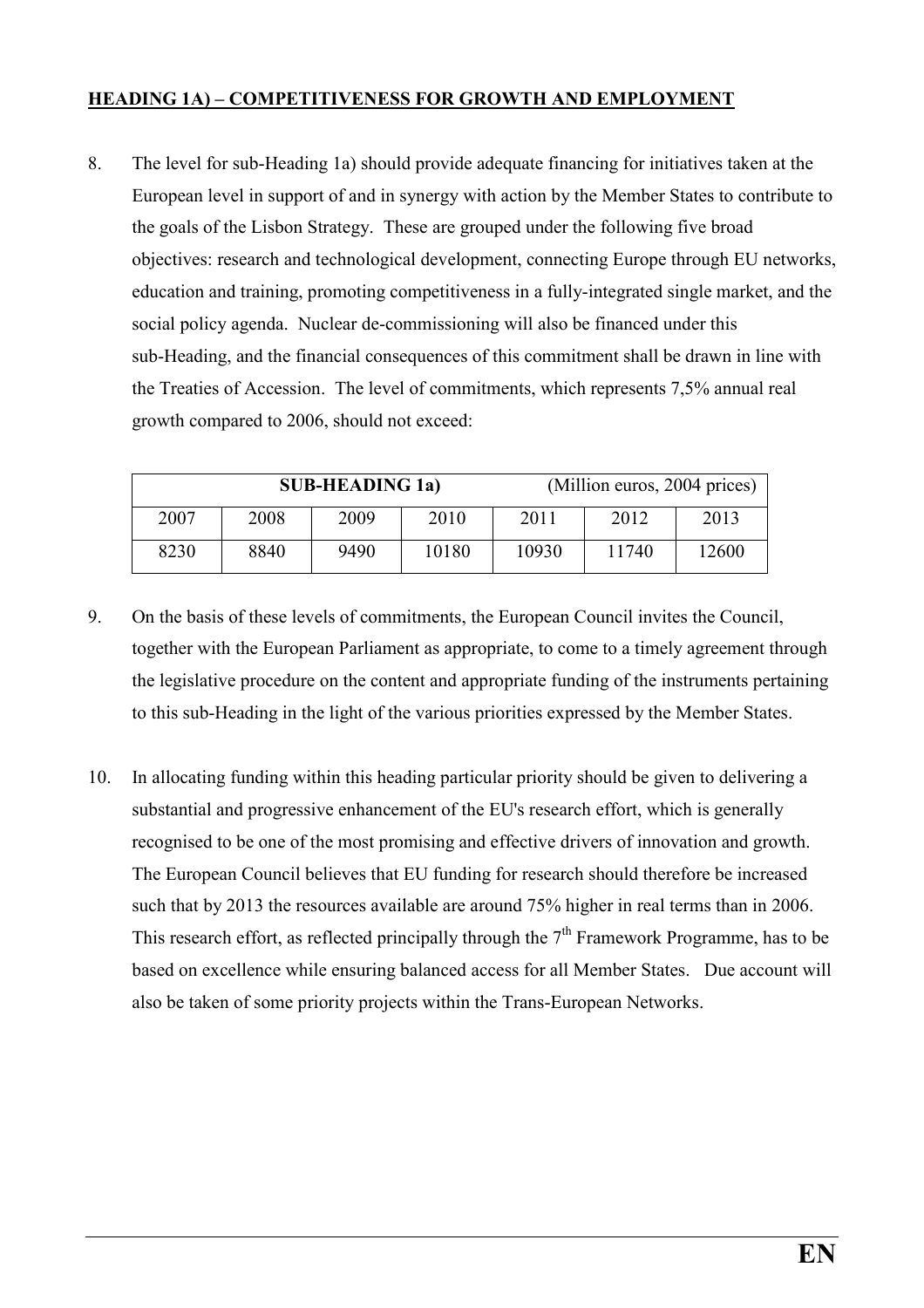## HEADING 1A) – COMPETITIVENESS FOR GROWTH AND EMPLOYMENT

8. The level for sub-Heading 1a) should provide adequate financing for initiatives taken at the European level in support of and in synergy with action by the Member States to contribute to the goals of the Lisbon Strategy. These are grouped under the following five broad objectives: research and technological development, connecting Europe through EU networks, education and training, promoting competitiveness in a fully-integrated single market, and the social policy agenda. Nuclear de-commissioning will also be financed under this sub-Heading, and the financial consequences of this commitment shall be drawn in line with the Treaties of Accession. The level of commitments, which represents 7,5% annual real growth compared to 2006, should not exceed:

| **SUB-HEADING 1a)** | | | | (Million euros, 2004 prices) | | |
|---|---|---|---|---|---|---|
| 2007 | 2008 | 2009 | 2010 | 2011 | 2012 | 2013 |
| 8230 | 8840 | 9490 | 10180 | 10930 | 11740 | 12600 |

9. On the basis of these levels of commitments, the European Council invites the Council, together with the European Parliament as appropriate, to come to a timely agreement through the legislative procedure on the content and appropriate funding of the instruments pertaining to this sub-Heading in the light of the various priorities expressed by the Member States.

10. In allocating funding within this heading particular priority should be given to delivering a substantial and progressive enhancement of the EU's research effort, which is generally recognised to be one of the most promising and effective drivers of innovation and growth. The European Council believes that EU funding for research should therefore be increased such that by 2013 the resources available are around 75% higher in real terms than in 2006. This research effort, as reflected principally through the 7th Framework Programme, has to be based on excellence while ensuring balanced access for all Member States. Due account will also be taken of some priority projects within the Trans-European Networks.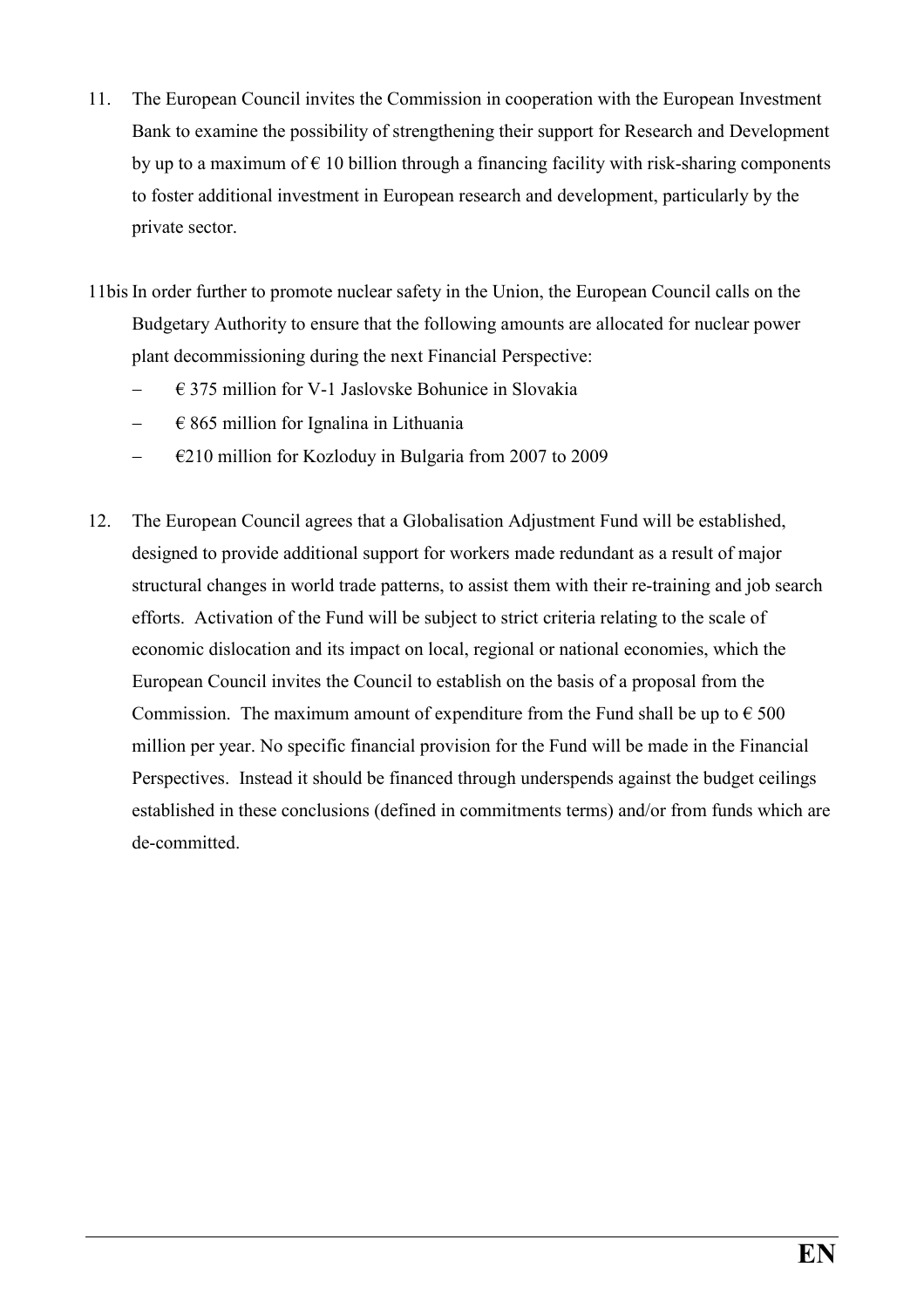11. The European Council invites the Commission in cooperation with the European Investment Bank to examine the possibility of strengthening their support for Research and Development by up to a maximum of € 10 billion through a financing facility with risk-sharing components to foster additional investment in European research and development, particularly by the private sector.

11bis In order further to promote nuclear safety in the Union, the European Council calls on the Budgetary Authority to ensure that the following amounts are allocated for nuclear power plant decommissioning during the next Financial Perspective:

- € 375 million for V-1 Jaslovske Bohunice in Slovakia
- € 865 million for Ignalina in Lithuania
- €210 million for Kozloduy in Bulgaria from 2007 to 2009

12. The European Council agrees that a Globalisation Adjustment Fund will be established, designed to provide additional support for workers made redundant as a result of major structural changes in world trade patterns, to assist them with their re-training and job search efforts. Activation of the Fund will be subject to strict criteria relating to the scale of economic dislocation and its impact on local, regional or national economies, which the European Council invites the Council to establish on the basis of a proposal from the Commission. The maximum amount of expenditure from the Fund shall be up to € 500 million per year. No specific financial provision for the Fund will be made in the Financial Perspectives. Instead it should be financed through underspends against the budget ceilings established in these conclusions (defined in commitments terms) and/or from funds which are de-committed.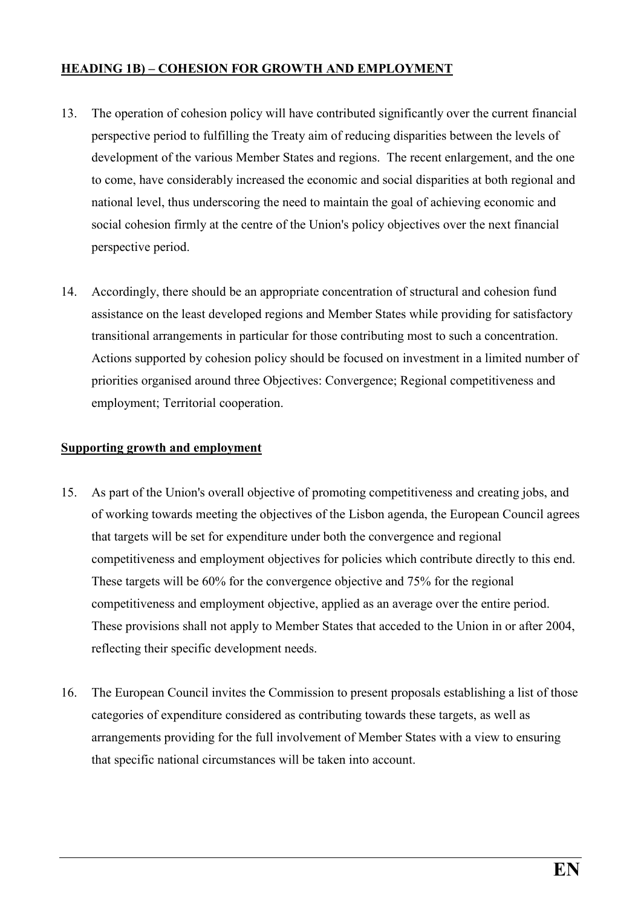## **HEADING 1B) – COHESION FOR GROWTH AND EMPLOYMENT**

13. The operation of cohesion policy will have contributed significantly over the current financial perspective period to fulfilling the Treaty aim of reducing disparities between the levels of development of the various Member States and regions. The recent enlargement, and the one to come, have considerably increased the economic and social disparities at both regional and national level, thus underscoring the need to maintain the goal of achieving economic and social cohesion firmly at the centre of the Union's policy objectives over the next financial perspective period.

14. Accordingly, there should be an appropriate concentration of structural and cohesion fund assistance on the least developed regions and Member States while providing for satisfactory transitional arrangements in particular for those contributing most to such a concentration. Actions supported by cohesion policy should be focused on investment in a limited number of priorities organised around three Objectives: Convergence; Regional competitiveness and employment; Territorial cooperation.

### **Supporting growth and employment**

15. As part of the Union's overall objective of promoting competitiveness and creating jobs, and of working towards meeting the objectives of the Lisbon agenda, the European Council agrees that targets will be set for expenditure under both the convergence and regional competitiveness and employment objectives for policies which contribute directly to this end. These targets will be 60% for the convergence objective and 75% for the regional competitiveness and employment objective, applied as an average over the entire period. These provisions shall not apply to Member States that acceded to the Union in or after 2004, reflecting their specific development needs.

16. The European Council invites the Commission to present proposals establishing a list of those categories of expenditure considered as contributing towards these targets, as well as arrangements providing for the full involvement of Member States with a view to ensuring that specific national circumstances will be taken into account.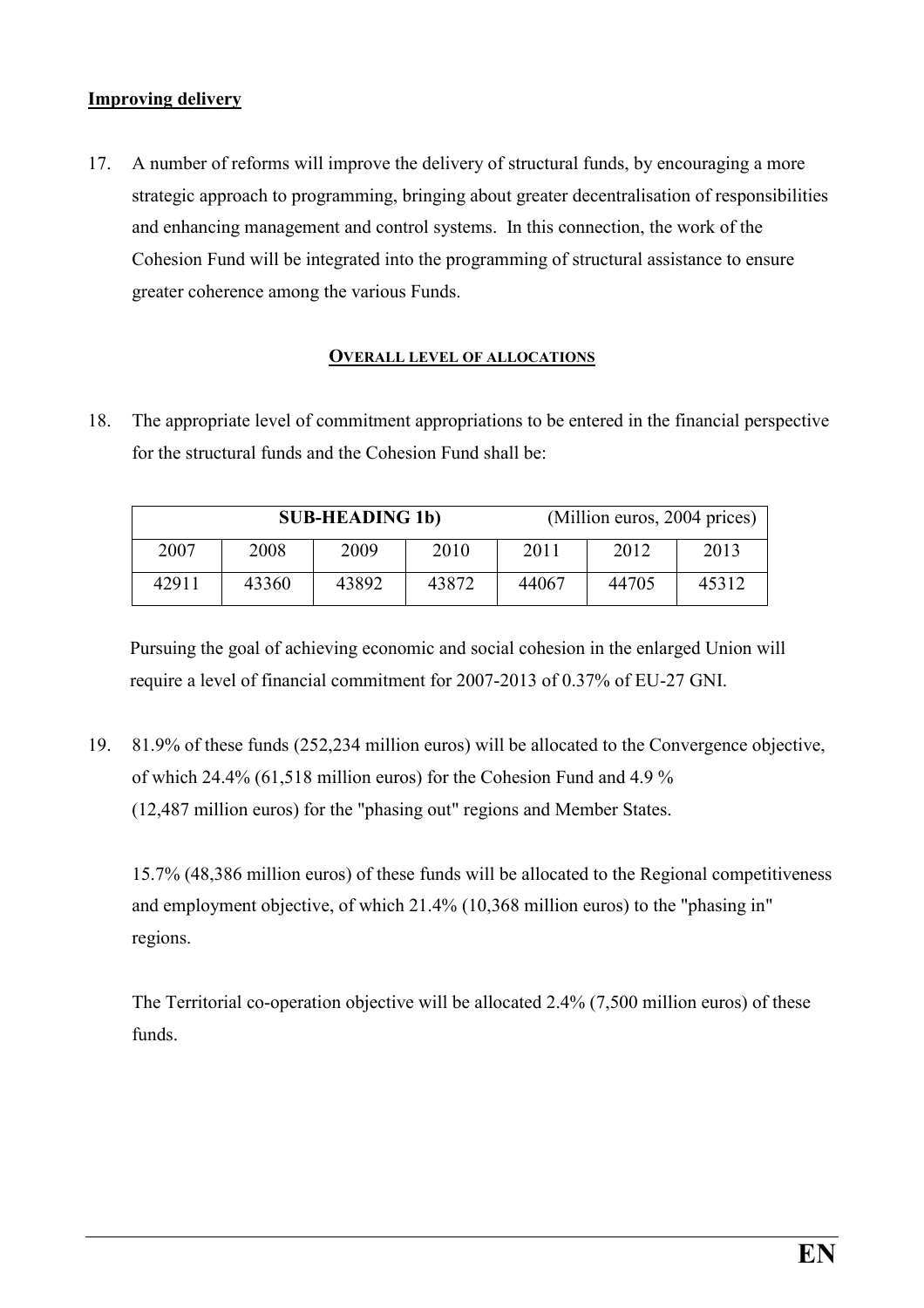**Improving delivery**

17. A number of reforms will improve the delivery of structural funds, by encouraging a more strategic approach to programming, bringing about greater decentralisation of responsibilities and enhancing management and control systems. In this connection, the work of the Cohesion Fund will be integrated into the programming of structural assistance to ensure greater coherence among the various Funds.

## OVERALL LEVEL OF ALLOCATIONS

18. The appropriate level of commitment appropriations to be entered in the financial perspective for the structural funds and the Cohesion Fund shall be:

| **SUB-HEADING 1b)** | | | | (Million euros, 2004 prices) | | |
|---|---|---|---|---|---|---|
| 2007 | 2008 | 2009 | 2010 | 2011 | 2012 | 2013 |
| 42911 | 43360 | 43892 | 43872 | 44067 | 44705 | 45312 |

Pursuing the goal of achieving economic and social cohesion in the enlarged Union will require a level of financial commitment for 2007-2013 of 0.37% of EU-27 GNI.

19. 81.9% of these funds (252,234 million euros) will be allocated to the Convergence objective, of which 24.4% (61,518 million euros) for the Cohesion Fund and 4.9 % (12,487 million euros) for the "phasing out" regions and Member States.

   15.7% (48,386 million euros) of these funds will be allocated to the Regional competitiveness and employment objective, of which 21.4% (10,368 million euros) to the "phasing in" regions.

   The Territorial co-operation objective will be allocated 2.4% (7,500 million euros) of these funds.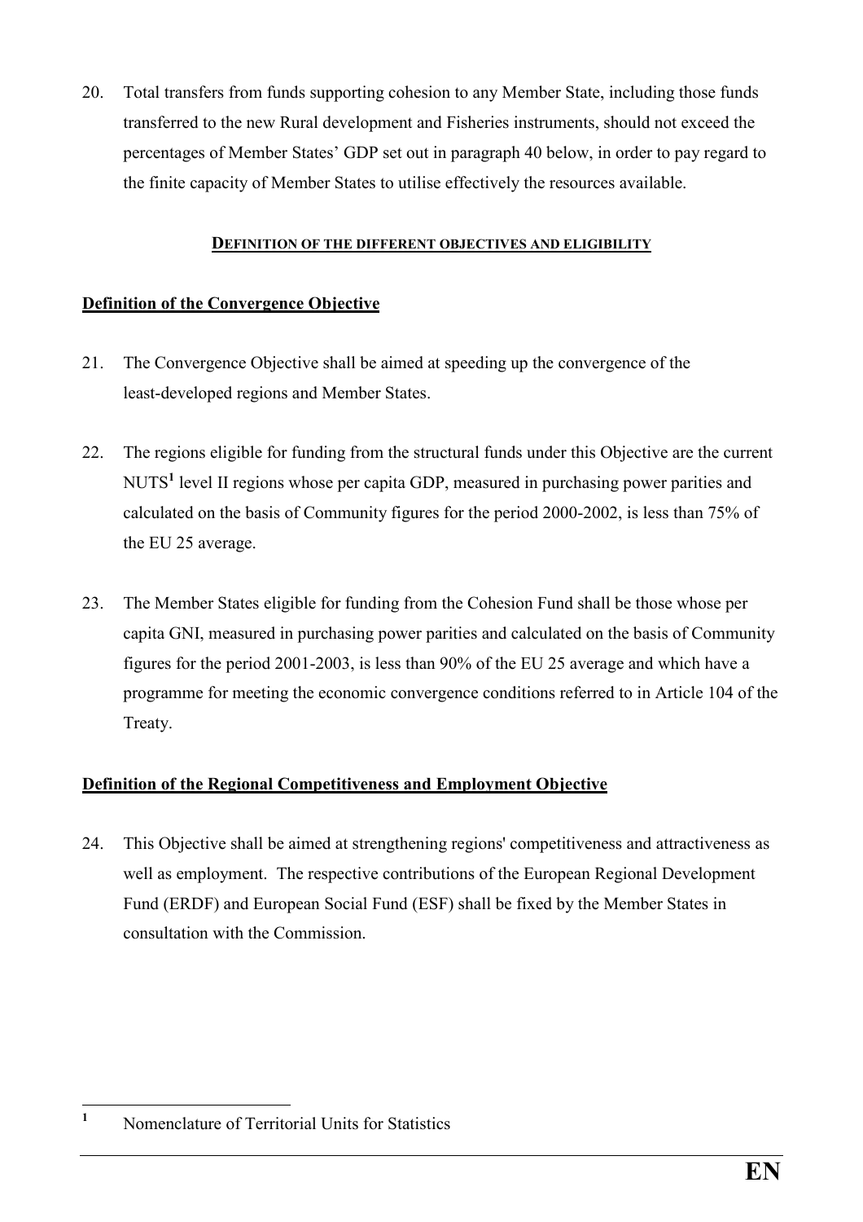20. Total transfers from funds supporting cohesion to any Member State, including those funds transferred to the new Rural development and Fisheries instruments, should not exceed the percentages of Member States' GDP set out in paragraph 40 below, in order to pay regard to the finite capacity of Member States to utilise effectively the resources available.

## DEFINITION OF THE DIFFERENT OBJECTIVES AND ELIGIBILITY

### Definition of the Convergence Objective

21. The Convergence Objective shall be aimed at speeding up the convergence of the least-developed regions and Member States.

22. The regions eligible for funding from the structural funds under this Objective are the current NUTS[1] level II regions whose per capita GDP, measured in purchasing power parities and calculated on the basis of Community figures for the period 2000-2002, is less than 75% of the EU 25 average.

23. The Member States eligible for funding from the Cohesion Fund shall be those whose per capita GNI, measured in purchasing power parities and calculated on the basis of Community figures for the period 2001-2003, is less than 90% of the EU 25 average and which have a programme for meeting the economic convergence conditions referred to in Article 104 of the Treaty.

### Definition of the Regional Competitiveness and Employment Objective

24. This Objective shall be aimed at strengthening regions' competitiveness and attractiveness as well as employment. The respective contributions of the European Regional Development Fund (ERDF) and European Social Fund (ESF) shall be fixed by the Member States in consultation with the Commission.

---

[1] Nomenclature of Territorial Units for Statistics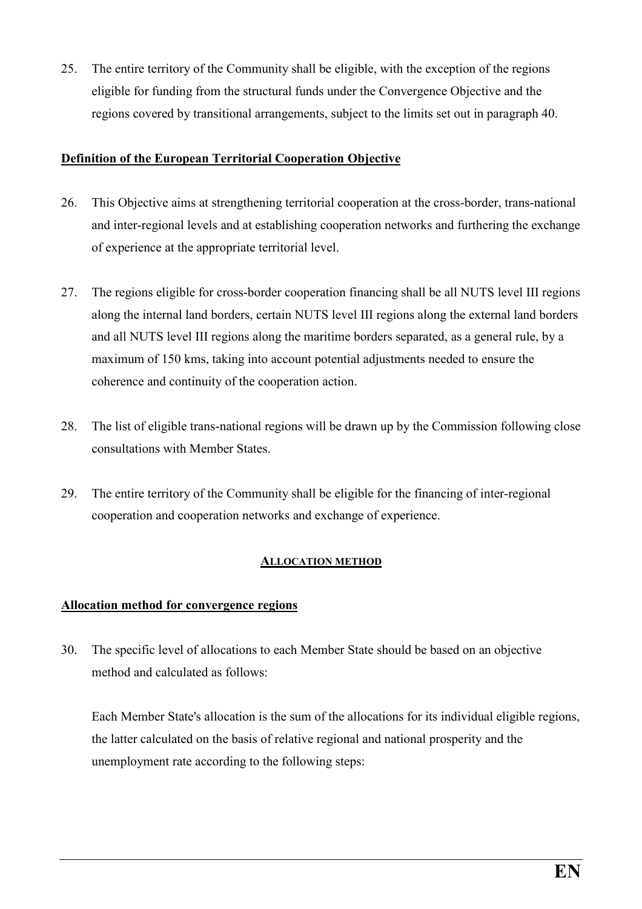25. The entire territory of the Community shall be eligible, with the exception of the regions eligible for funding from the structural funds under the Convergence Objective and the regions covered by transitional arrangements, subject to the limits set out in paragraph 40.

**Definition of the European Territorial Cooperation Objective**

26. This Objective aims at strengthening territorial cooperation at the cross-border, trans-national and inter-regional levels and at establishing cooperation networks and furthering the exchange of experience at the appropriate territorial level.

27. The regions eligible for cross-border cooperation financing shall be all NUTS level III regions along the internal land borders, certain NUTS level III regions along the external land borders and all NUTS level III regions along the maritime borders separated, as a general rule, by a maximum of 150 kms, taking into account potential adjustments needed to ensure the coherence and continuity of the cooperation action.

28. The list of eligible trans-national regions will be drawn up by the Commission following close consultations with Member States.

29. The entire territory of the Community shall be eligible for the financing of inter-regional cooperation and cooperation networks and exchange of experience.

## ALLOCATION METHOD

**Allocation method for convergence regions**

30. The specific level of allocations to each Member State should be based on an objective method and calculated as follows:

    Each Member State's allocation is the sum of the allocations for its individual eligible regions, the latter calculated on the basis of relative regional and national prosperity and the unemployment rate according to the following steps: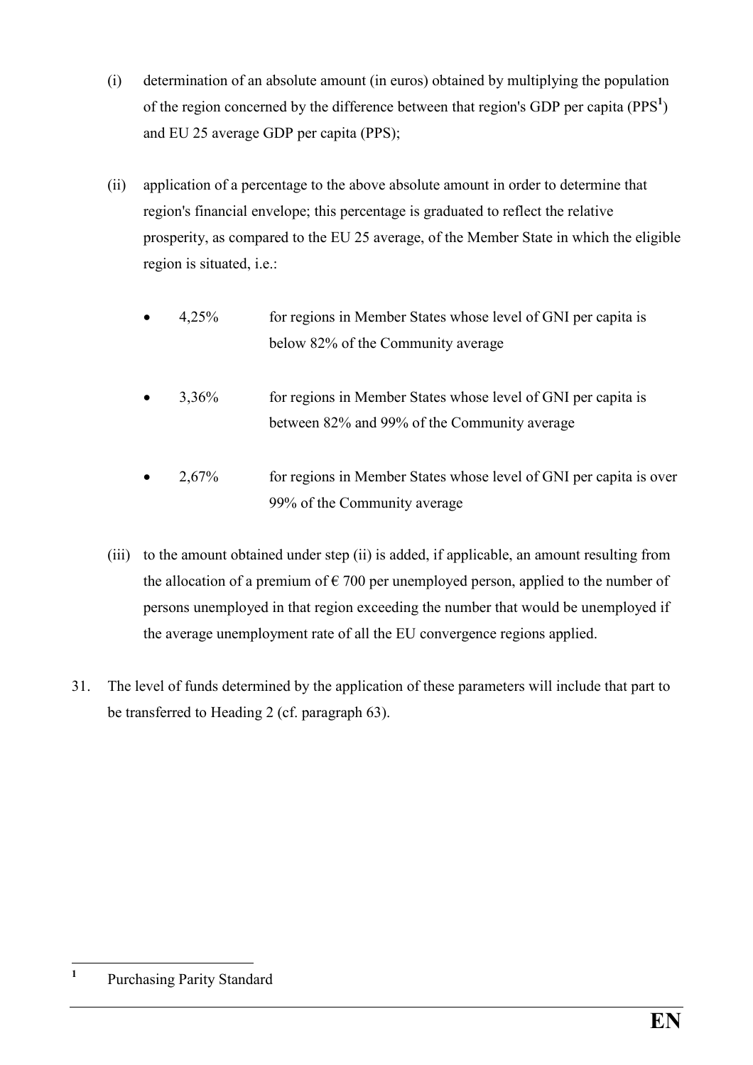(i) determination of an absolute amount (in euros) obtained by multiplying the population of the region concerned by the difference between that region's GDP per capita (PPS[1]) and EU 25 average GDP per capita (PPS);

(ii) application of a percentage to the above absolute amount in order to determine that region's financial envelope; this percentage is graduated to reflect the relative prosperity, as compared to the EU 25 average, of the Member State in which the eligible region is situated, i.e.:

- 4,25% for regions in Member States whose level of GNI per capita is below 82% of the Community average
- 3,36% for regions in Member States whose level of GNI per capita is between 82% and 99% of the Community average
- 2,67% for regions in Member States whose level of GNI per capita is over 99% of the Community average

(iii) to the amount obtained under step (ii) is added, if applicable, an amount resulting from the allocation of a premium of € 700 per unemployed person, applied to the number of persons unemployed in that region exceeding the number that would be unemployed if the average unemployment rate of all the EU convergence regions applied.

31. The level of funds determined by the application of these parameters will include that part to be transferred to Heading 2 (cf. paragraph 63).

[1] Purchasing Parity Standard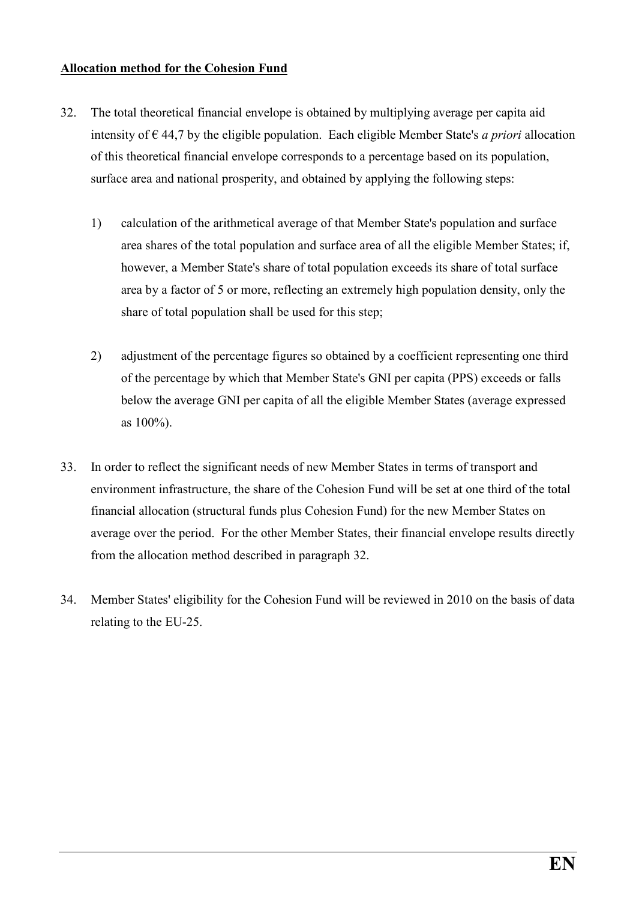**Allocation method for the Cohesion Fund**

32. The total theoretical financial envelope is obtained by multiplying average per capita aid intensity of € 44,7 by the eligible population. Each eligible Member State's *a priori* allocation of this theoretical financial envelope corresponds to a percentage based on its population, surface area and national prosperity, and obtained by applying the following steps:

    1) calculation of the arithmetical average of that Member State's population and surface area shares of the total population and surface area of all the eligible Member States; if, however, a Member State's share of total population exceeds its share of total surface area by a factor of 5 or more, reflecting an extremely high population density, only the share of total population shall be used for this step;

    2) adjustment of the percentage figures so obtained by a coefficient representing one third of the percentage by which that Member State's GNI per capita (PPS) exceeds or falls below the average GNI per capita of all the eligible Member States (average expressed as 100%).

33. In order to reflect the significant needs of new Member States in terms of transport and environment infrastructure, the share of the Cohesion Fund will be set at one third of the total financial allocation (structural funds plus Cohesion Fund) for the new Member States on average over the period. For the other Member States, their financial envelope results directly from the allocation method described in paragraph 32.

34. Member States' eligibility for the Cohesion Fund will be reviewed in 2010 on the basis of data relating to the EU-25.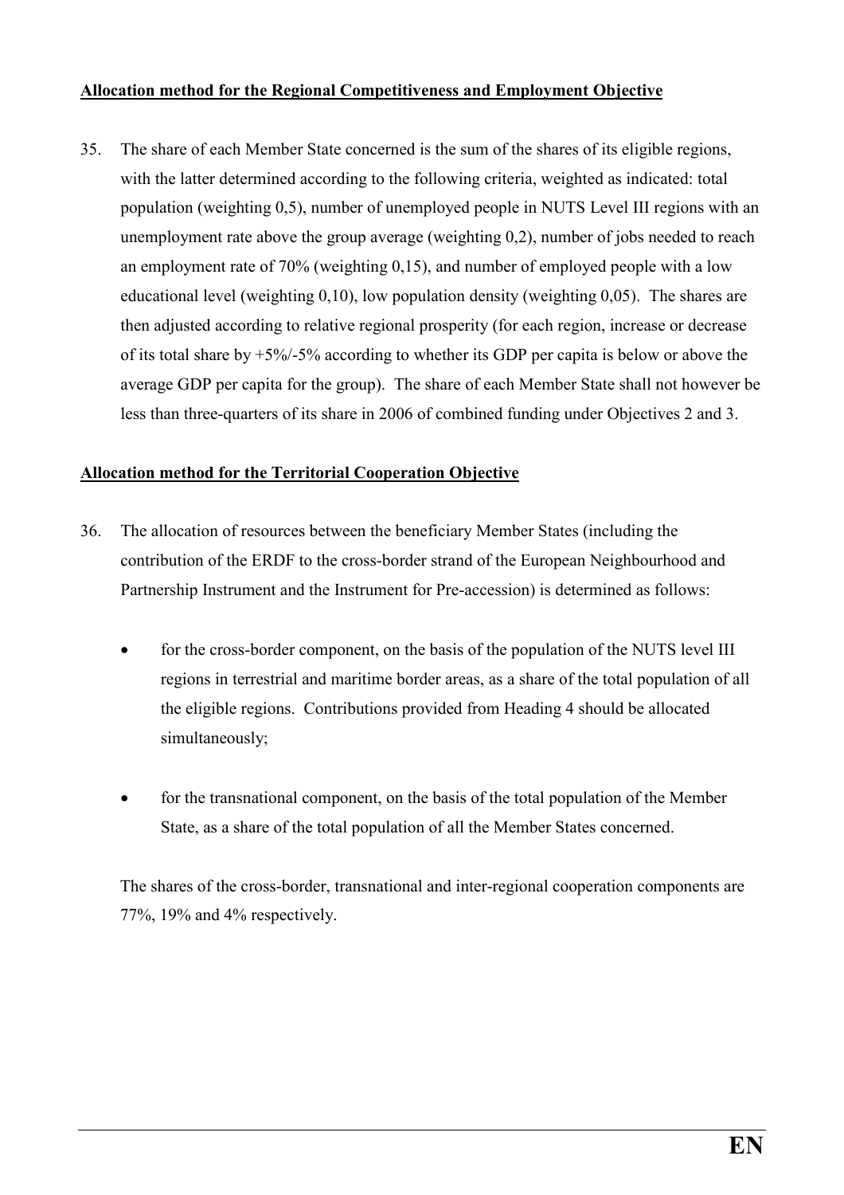**Allocation method for the Regional Competitiveness and Employment Objective**

35. The share of each Member State concerned is the sum of the shares of its eligible regions, with the latter determined according to the following criteria, weighted as indicated: total population (weighting 0,5), number of unemployed people in NUTS Level III regions with an unemployment rate above the group average (weighting 0,2), number of jobs needed to reach an employment rate of 70% (weighting 0,15), and number of employed people with a low educational level (weighting 0,10), low population density (weighting 0,05). The shares are then adjusted according to relative regional prosperity (for each region, increase or decrease of its total share by +5%/-5% according to whether its GDP per capita is below or above the average GDP per capita for the group). The share of each Member State shall not however be less than three-quarters of its share in 2006 of combined funding under Objectives 2 and 3.

**Allocation method for the Territorial Cooperation Objective**

36. The allocation of resources between the beneficiary Member States (including the contribution of the ERDF to the cross-border strand of the European Neighbourhood and Partnership Instrument and the Instrument for Pre-accession) is determined as follows:

   - for the cross-border component, on the basis of the population of the NUTS level III regions in terrestrial and maritime border areas, as a share of the total population of all the eligible regions. Contributions provided from Heading 4 should be allocated simultaneously;

   - for the transnational component, on the basis of the total population of the Member State, as a share of the total population of all the Member States concerned.

   The shares of the cross-border, transnational and inter-regional cooperation components are 77%, 19% and 4% respectively.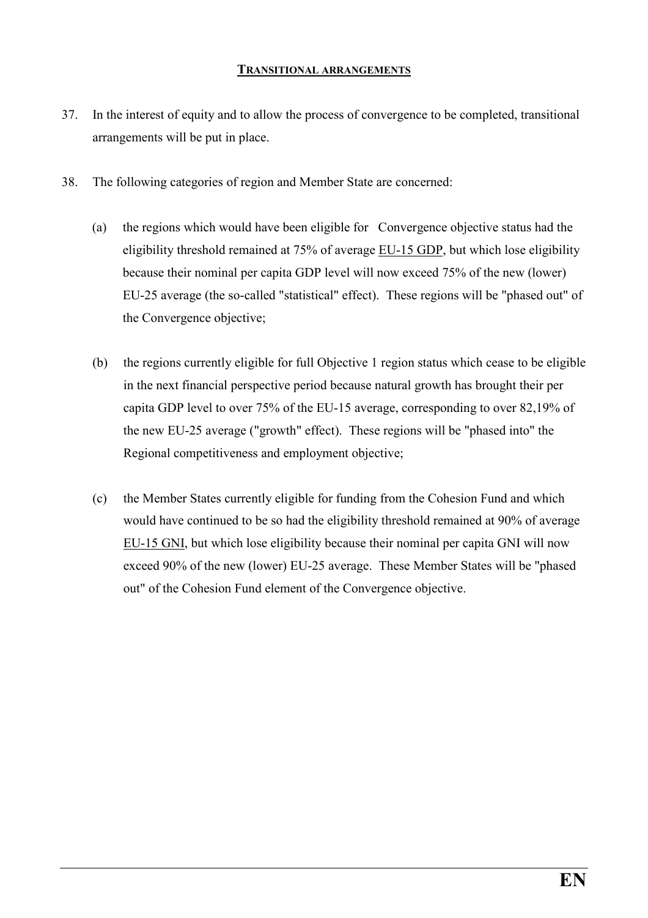## TRANSITIONAL ARRANGEMENTS

37. In the interest of equity and to allow the process of convergence to be completed, transitional arrangements will be put in place.

38. The following categories of region and Member State are concerned:

    (a) the regions which would have been eligible for Convergence objective status had the eligibility threshold remained at 75% of average EU-15 GDP, but which lose eligibility because their nominal per capita GDP level will now exceed 75% of the new (lower) EU-25 average (the so-called "statistical" effect). These regions will be "phased out" of the Convergence objective;

    (b) the regions currently eligible for full Objective 1 region status which cease to be eligible in the next financial perspective period because natural growth has brought their per capita GDP level to over 75% of the EU-15 average, corresponding to over 82,19% of the new EU-25 average ("growth" effect). These regions will be "phased into" the Regional competitiveness and employment objective;

    (c) the Member States currently eligible for funding from the Cohesion Fund and which would have continued to be so had the eligibility threshold remained at 90% of average EU-15 GNI, but which lose eligibility because their nominal per capita GNI will now exceed 90% of the new (lower) EU-25 average. These Member States will be "phased out" of the Cohesion Fund element of the Convergence objective.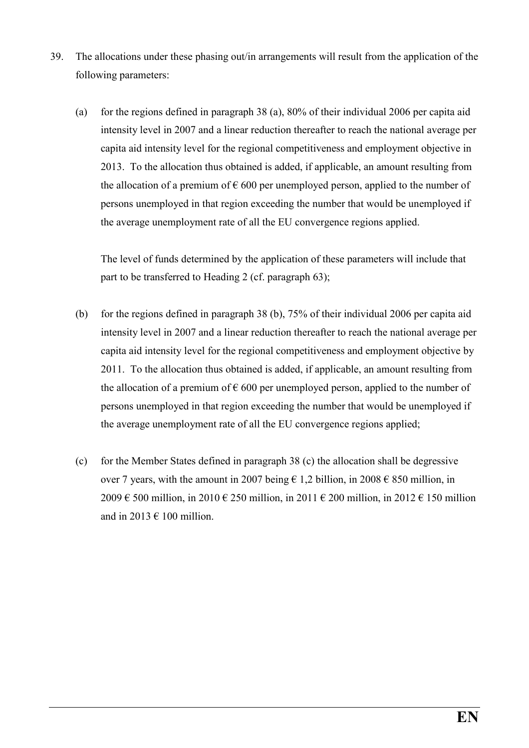39. The allocations under these phasing out/in arrangements will result from the application of the following parameters:

    (a) for the regions defined in paragraph 38 (a), 80% of their individual 2006 per capita aid intensity level in 2007 and a linear reduction thereafter to reach the national average per capita aid intensity level for the regional competitiveness and employment objective in 2013. To the allocation thus obtained is added, if applicable, an amount resulting from the allocation of a premium of € 600 per unemployed person, applied to the number of persons unemployed in that region exceeding the number that would be unemployed if the average unemployment rate of all the EU convergence regions applied.

        The level of funds determined by the application of these parameters will include that part to be transferred to Heading 2 (cf. paragraph 63);

    (b) for the regions defined in paragraph 38 (b), 75% of their individual 2006 per capita aid intensity level in 2007 and a linear reduction thereafter to reach the national average per capita aid intensity level for the regional competitiveness and employment objective by 2011. To the allocation thus obtained is added, if applicable, an amount resulting from the allocation of a premium of € 600 per unemployed person, applied to the number of persons unemployed in that region exceeding the number that would be unemployed if the average unemployment rate of all the EU convergence regions applied;

    (c) for the Member States defined in paragraph 38 (c) the allocation shall be degressive over 7 years, with the amount in 2007 being € 1,2 billion, in 2008 € 850 million, in 2009 € 500 million, in 2010 € 250 million, in 2011 € 200 million, in 2012 € 150 million and in 2013 € 100 million.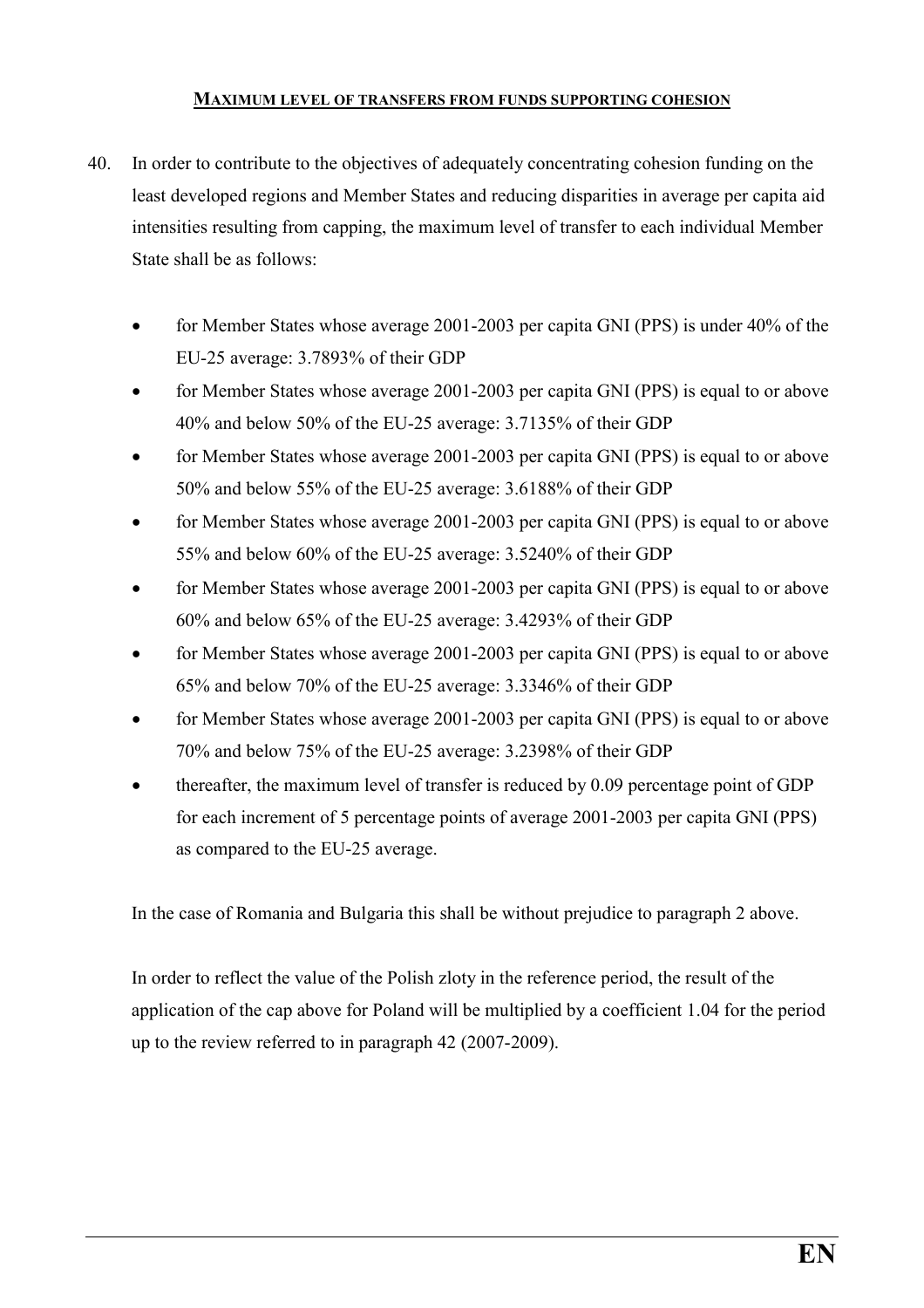## MAXIMUM LEVEL OF TRANSFERS FROM FUNDS SUPPORTING COHESION

40. In order to contribute to the objectives of adequately concentrating cohesion funding on the least developed regions and Member States and reducing disparities in average per capita aid intensities resulting from capping, the maximum level of transfer to each individual Member State shall be as follows:

    - for Member States whose average 2001-2003 per capita GNI (PPS) is under 40% of the EU-25 average: 3.7893% of their GDP
    - for Member States whose average 2001-2003 per capita GNI (PPS) is equal to or above 40% and below 50% of the EU-25 average: 3.7135% of their GDP
    - for Member States whose average 2001-2003 per capita GNI (PPS) is equal to or above 50% and below 55% of the EU-25 average: 3.6188% of their GDP
    - for Member States whose average 2001-2003 per capita GNI (PPS) is equal to or above 55% and below 60% of the EU-25 average: 3.5240% of their GDP
    - for Member States whose average 2001-2003 per capita GNI (PPS) is equal to or above 60% and below 65% of the EU-25 average: 3.4293% of their GDP
    - for Member States whose average 2001-2003 per capita GNI (PPS) is equal to or above 65% and below 70% of the EU-25 average: 3.3346% of their GDP
    - for Member States whose average 2001-2003 per capita GNI (PPS) is equal to or above 70% and below 75% of the EU-25 average: 3.2398% of their GDP
    - thereafter, the maximum level of transfer is reduced by 0.09 percentage point of GDP for each increment of 5 percentage points of average 2001-2003 per capita GNI (PPS) as compared to the EU-25 average.

    In the case of Romania and Bulgaria this shall be without prejudice to paragraph 2 above.

    In order to reflect the value of the Polish zloty in the reference period, the result of the application of the cap above for Poland will be multiplied by a coefficient 1.04 for the period up to the review referred to in paragraph 42 (2007-2009).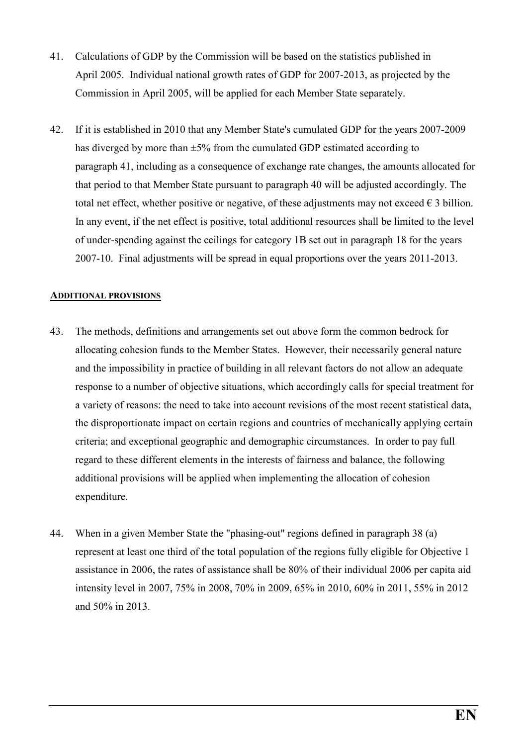41. Calculations of GDP by the Commission will be based on the statistics published in April 2005. Individual national growth rates of GDP for 2007-2013, as projected by the Commission in April 2005, will be applied for each Member State separately.

42. If it is established in 2010 that any Member State's cumulated GDP for the years 2007-2009 has diverged by more than ±5% from the cumulated GDP estimated according to paragraph 41, including as a consequence of exchange rate changes, the amounts allocated for that period to that Member State pursuant to paragraph 40 will be adjusted accordingly. The total net effect, whether positive or negative, of these adjustments may not exceed € 3 billion. In any event, if the net effect is positive, total additional resources shall be limited to the level of under-spending against the ceilings for category 1B set out in paragraph 18 for the years 2007-10. Final adjustments will be spread in equal proportions over the years 2011-2013.

## ADDITIONAL PROVISIONS

43. The methods, definitions and arrangements set out above form the common bedrock for allocating cohesion funds to the Member States. However, their necessarily general nature and the impossibility in practice of building in all relevant factors do not allow an adequate response to a number of objective situations, which accordingly calls for special treatment for a variety of reasons: the need to take into account revisions of the most recent statistical data, the disproportionate impact on certain regions and countries of mechanically applying certain criteria; and exceptional geographic and demographic circumstances. In order to pay full regard to these different elements in the interests of fairness and balance, the following additional provisions will be applied when implementing the allocation of cohesion expenditure.

44. When in a given Member State the "phasing-out" regions defined in paragraph 38 (a) represent at least one third of the total population of the regions fully eligible for Objective 1 assistance in 2006, the rates of assistance shall be 80% of their individual 2006 per capita aid intensity level in 2007, 75% in 2008, 70% in 2009, 65% in 2010, 60% in 2011, 55% in 2012 and 50% in 2013.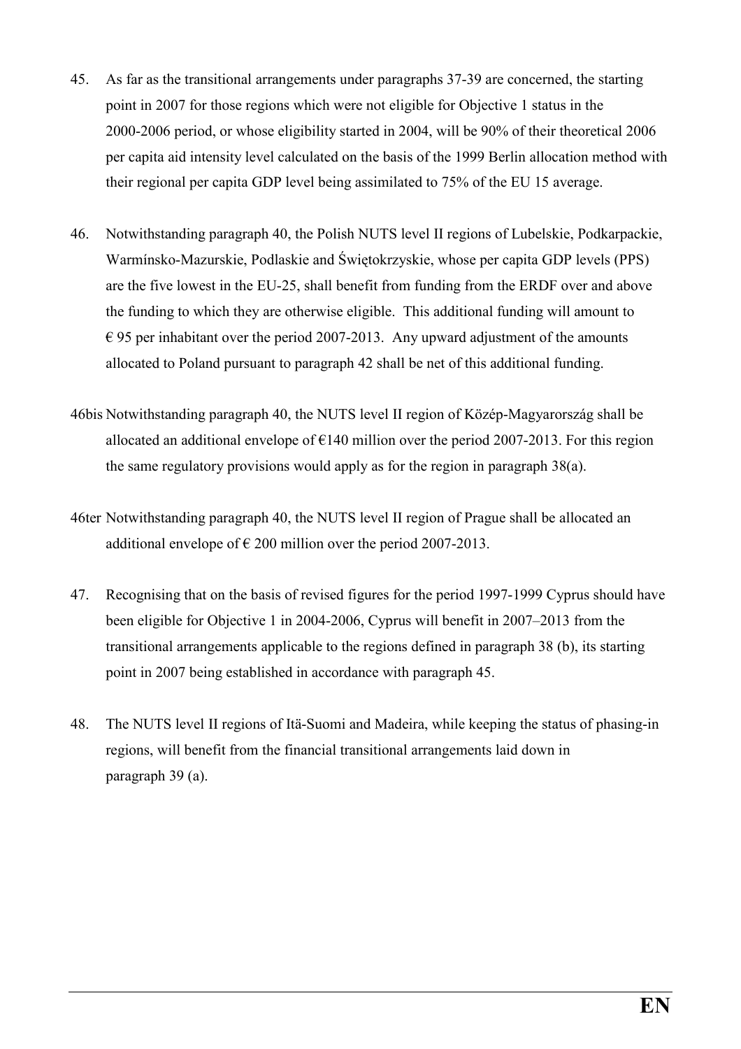45. As far as the transitional arrangements under paragraphs 37-39 are concerned, the starting point in 2007 for those regions which were not eligible for Objective 1 status in the 2000-2006 period, or whose eligibility started in 2004, will be 90% of their theoretical 2006 per capita aid intensity level calculated on the basis of the 1999 Berlin allocation method with their regional per capita GDP level being assimilated to 75% of the EU 15 average.

46. Notwithstanding paragraph 40, the Polish NUTS level II regions of Lubelskie, Podkarpackie, Warmínsko-Mazurskie, Podlaskie and Świętokrzyskie, whose per capita GDP levels (PPS) are the five lowest in the EU-25, shall benefit from funding from the ERDF over and above the funding to which they are otherwise eligible. This additional funding will amount to € 95 per inhabitant over the period 2007-2013. Any upward adjustment of the amounts allocated to Poland pursuant to paragraph 42 shall be net of this additional funding.

46bis Notwithstanding paragraph 40, the NUTS level II region of Közép-Magyarország shall be allocated an additional envelope of €140 million over the period 2007-2013. For this region the same regulatory provisions would apply as for the region in paragraph 38(a).

46ter Notwithstanding paragraph 40, the NUTS level II region of Prague shall be allocated an additional envelope of € 200 million over the period 2007-2013.

47. Recognising that on the basis of revised figures for the period 1997-1999 Cyprus should have been eligible for Objective 1 in 2004-2006, Cyprus will benefit in 2007–2013 from the transitional arrangements applicable to the regions defined in paragraph 38 (b), its starting point in 2007 being established in accordance with paragraph 45.

48. The NUTS level II regions of Itä-Suomi and Madeira, while keeping the status of phasing-in regions, will benefit from the financial transitional arrangements laid down in paragraph 39 (a).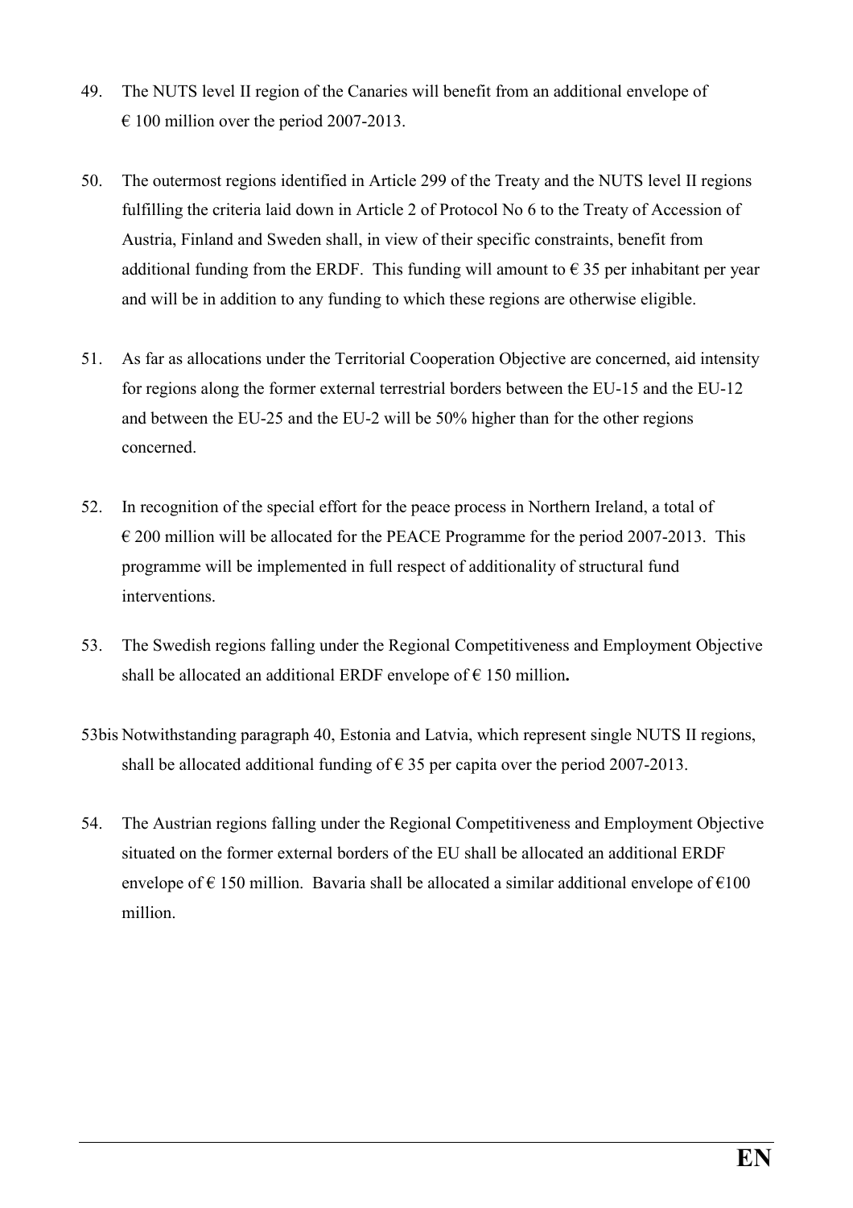49. The NUTS level II region of the Canaries will benefit from an additional envelope of € 100 million over the period 2007-2013.

50. The outermost regions identified in Article 299 of the Treaty and the NUTS level II regions fulfilling the criteria laid down in Article 2 of Protocol No 6 to the Treaty of Accession of Austria, Finland and Sweden shall, in view of their specific constraints, benefit from additional funding from the ERDF. This funding will amount to € 35 per inhabitant per year and will be in addition to any funding to which these regions are otherwise eligible.

51. As far as allocations under the Territorial Cooperation Objective are concerned, aid intensity for regions along the former external terrestrial borders between the EU-15 and the EU-12 and between the EU-25 and the EU-2 will be 50% higher than for the other regions concerned.

52. In recognition of the special effort for the peace process in Northern Ireland, a total of € 200 million will be allocated for the PEACE Programme for the period 2007-2013. This programme will be implemented in full respect of additionality of structural fund interventions.

53. The Swedish regions falling under the Regional Competitiveness and Employment Objective shall be allocated an additional ERDF envelope of € 150 million**.**

53bis Notwithstanding paragraph 40, Estonia and Latvia, which represent single NUTS II regions, shall be allocated additional funding of € 35 per capita over the period 2007-2013.

54. The Austrian regions falling under the Regional Competitiveness and Employment Objective situated on the former external borders of the EU shall be allocated an additional ERDF envelope of € 150 million. Bavaria shall be allocated a similar additional envelope of €100 million.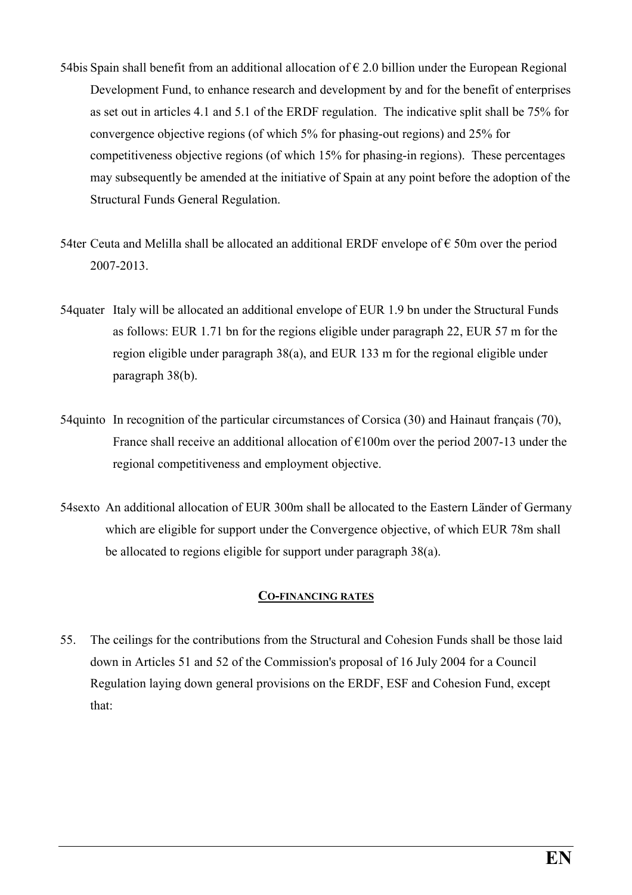54bis Spain shall benefit from an additional allocation of € 2.0 billion under the European Regional Development Fund, to enhance research and development by and for the benefit of enterprises as set out in articles 4.1 and 5.1 of the ERDF regulation. The indicative split shall be 75% for convergence objective regions (of which 5% for phasing-out regions) and 25% for competitiveness objective regions (of which 15% for phasing-in regions). These percentages may subsequently be amended at the initiative of Spain at any point before the adoption of the Structural Funds General Regulation.

54ter Ceuta and Melilla shall be allocated an additional ERDF envelope of € 50m over the period 2007-2013.

54quater Italy will be allocated an additional envelope of EUR 1.9 bn under the Structural Funds as follows: EUR 1.71 bn for the regions eligible under paragraph 22, EUR 57 m for the region eligible under paragraph 38(a), and EUR 133 m for the regional eligible under paragraph 38(b).

54quinto In recognition of the particular circumstances of Corsica (30) and Hainaut français (70), France shall receive an additional allocation of €100m over the period 2007-13 under the regional competitiveness and employment objective.

54sexto An additional allocation of EUR 300m shall be allocated to the Eastern Länder of Germany which are eligible for support under the Convergence objective, of which EUR 78m shall be allocated to regions eligible for support under paragraph 38(a).

## CO-FINANCING RATES

55. The ceilings for the contributions from the Structural and Cohesion Funds shall be those laid down in Articles 51 and 52 of the Commission's proposal of 16 July 2004 for a Council Regulation laying down general provisions on the ERDF, ESF and Cohesion Fund, except that: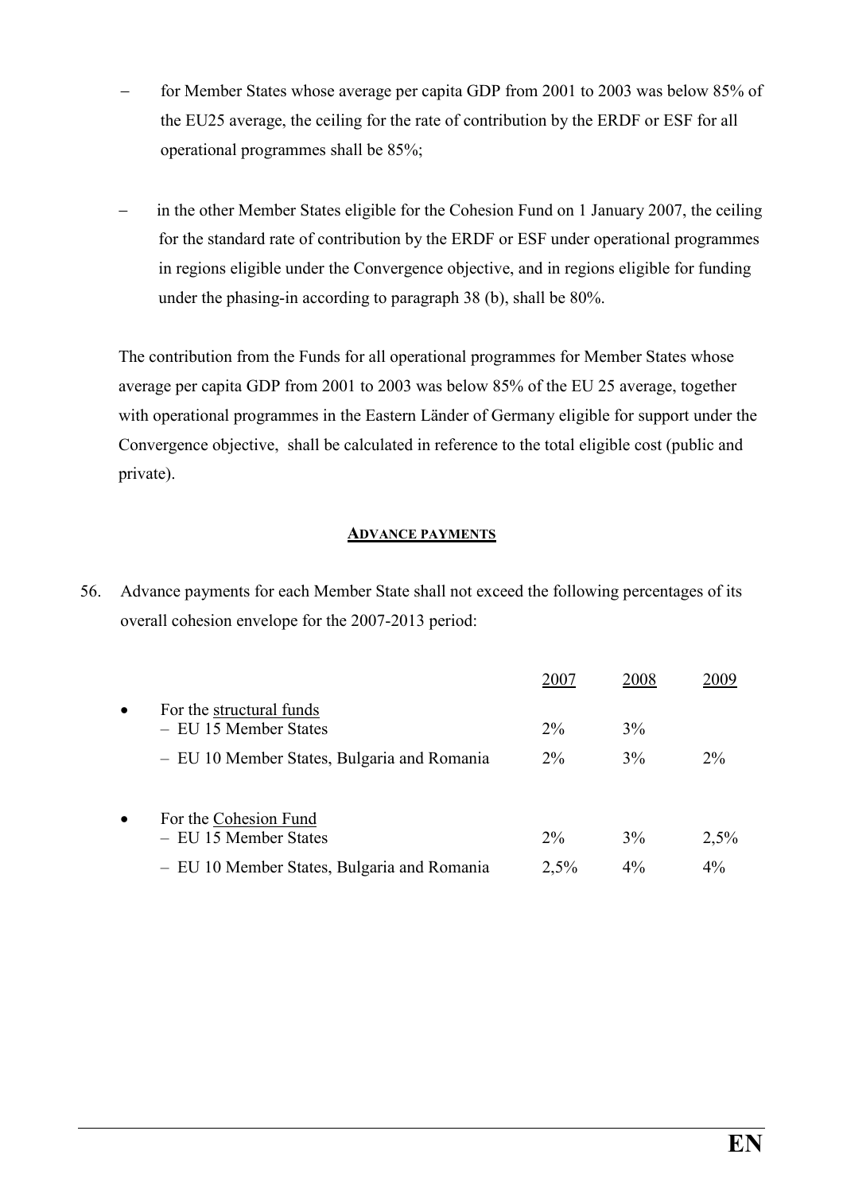- for Member States whose average per capita GDP from 2001 to 2003 was below 85% of the EU25 average, the ceiling for the rate of contribution by the ERDF or ESF for all operational programmes shall be 85%;

- in the other Member States eligible for the Cohesion Fund on 1 January 2007, the ceiling for the standard rate of contribution by the ERDF or ESF under operational programmes in regions eligible under the Convergence objective, and in regions eligible for funding under the phasing-in according to paragraph 38 (b), shall be 80%.

The contribution from the Funds for all operational programmes for Member States whose average per capita GDP from 2001 to 2003 was below 85% of the EU 25 average, together with operational programmes in the Eastern Länder of Germany eligible for support under the Convergence objective, shall be calculated in reference to the total eligible cost (public and private).

## ADVANCE PAYMENTS

56. Advance payments for each Member State shall not exceed the following percentages of its overall cohesion envelope for the 2007-2013 period:

| | 2007 | 2008 | 2009 |
|---|---|---|---|
| • For the structural funds | | | |
| – EU 15 Member States | 2% | 3% | |
| – EU 10 Member States, Bulgaria and Romania | 2% | 3% | 2% |
| • For the Cohesion Fund | | | |
| – EU 15 Member States | 2% | 3% | 2,5% |
| – EU 10 Member States, Bulgaria and Romania | 2,5% | 4% | 4% |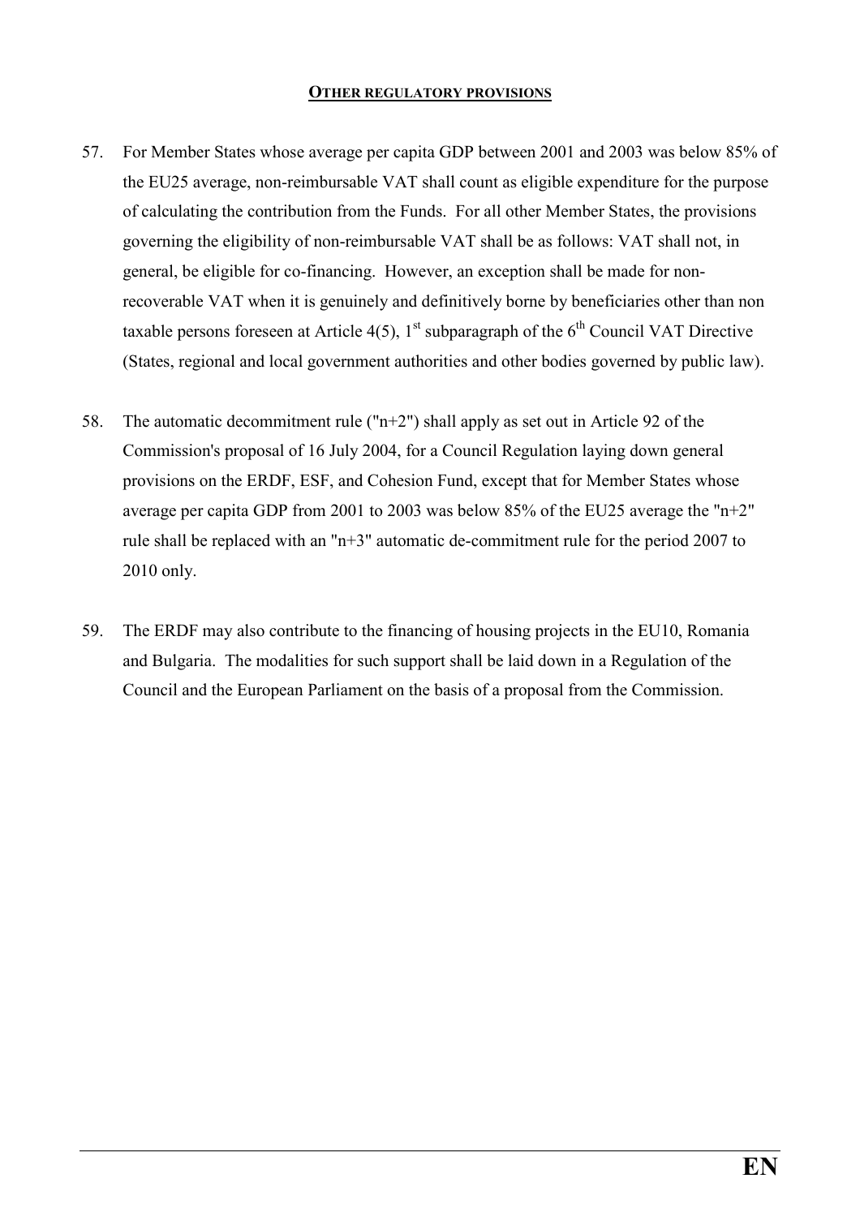## OTHER REGULATORY PROVISIONS

57. For Member States whose average per capita GDP between 2001 and 2003 was below 85% of the EU25 average, non-reimbursable VAT shall count as eligible expenditure for the purpose of calculating the contribution from the Funds. For all other Member States, the provisions governing the eligibility of non-reimbursable VAT shall be as follows: VAT shall not, in general, be eligible for co-financing. However, an exception shall be made for non-recoverable VAT when it is genuinely and definitively borne by beneficiaries other than non taxable persons foreseen at Article 4(5), 1st subparagraph of the 6th Council VAT Directive (States, regional and local government authorities and other bodies governed by public law).

58. The automatic decommitment rule ("n+2") shall apply as set out in Article 92 of the Commission's proposal of 16 July 2004, for a Council Regulation laying down general provisions on the ERDF, ESF, and Cohesion Fund, except that for Member States whose average per capita GDP from 2001 to 2003 was below 85% of the EU25 average the "n+2" rule shall be replaced with an "n+3" automatic de-commitment rule for the period 2007 to 2010 only.

59. The ERDF may also contribute to the financing of housing projects in the EU10, Romania and Bulgaria. The modalities for such support shall be laid down in a Regulation of the Council and the European Parliament on the basis of a proposal from the Commission.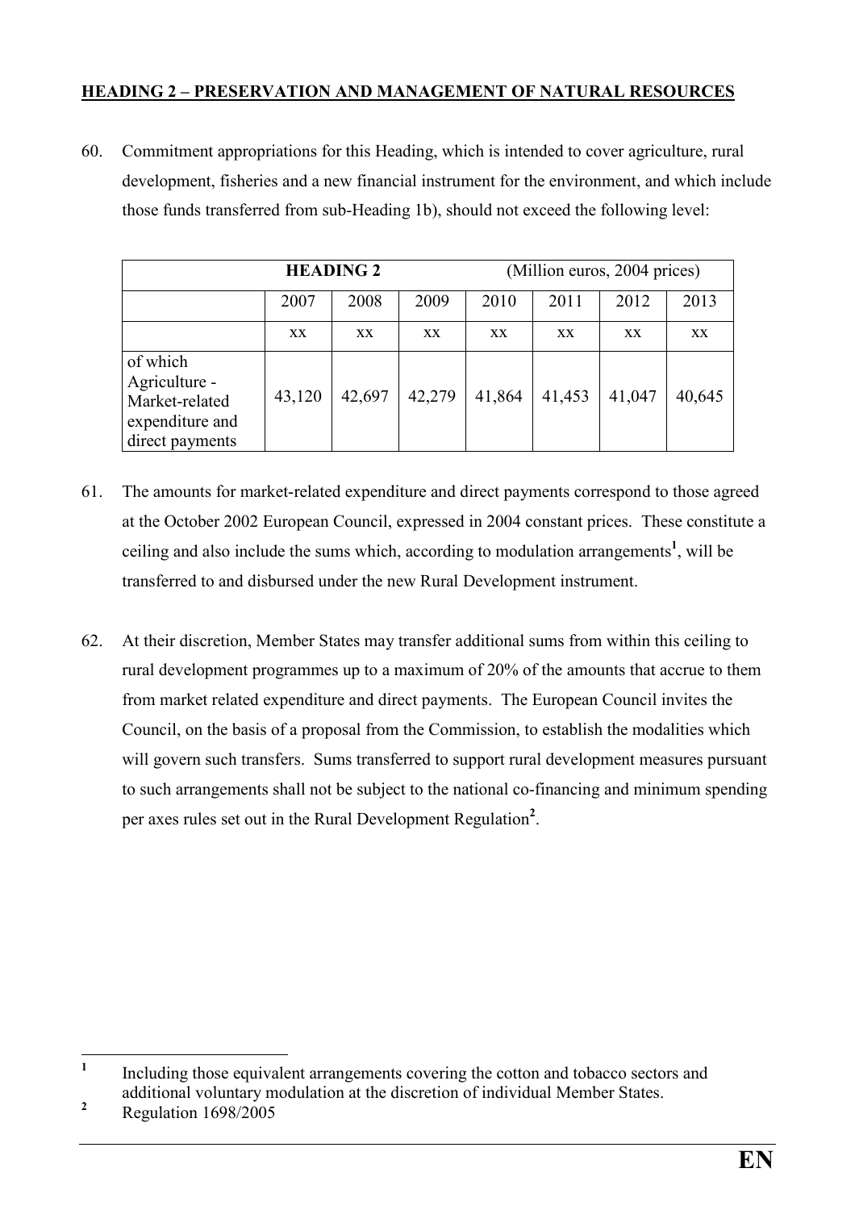## HEADING 2 – PRESERVATION AND MANAGEMENT OF NATURAL RESOURCES

60. Commitment appropriations for this Heading, which is intended to cover agriculture, rural development, fisheries and a new financial instrument for the environment, and which include those funds transferred from sub-Heading 1b), should not exceed the following level:

| **HEADING 2** | | | | (Million euros, 2004 prices) | | | |
|---|---|---|---|---|---|---|---|
| | 2007 | 2008 | 2009 | 2010 | 2011 | 2012 | 2013 |
| | XX | XX | XX | XX | XX | XX | XX |
| of which Agriculture - Market-related expenditure and direct payments | 43,120 | 42,697 | 42,279 | 41,864 | 41,453 | 41,047 | 40,645 |

61. The amounts for market-related expenditure and direct payments correspond to those agreed at the October 2002 European Council, expressed in 2004 constant prices. These constitute a ceiling and also include the sums which, according to modulation arrangements[1], will be transferred to and disbursed under the new Rural Development instrument.

62. At their discretion, Member States may transfer additional sums from within this ceiling to rural development programmes up to a maximum of 20% of the amounts that accrue to them from market related expenditure and direct payments. The European Council invites the Council, on the basis of a proposal from the Commission, to establish the modalities which will govern such transfers. Sums transferred to support rural development measures pursuant to such arrangements shall not be subject to the national co-financing and minimum spending per axes rules set out in the Rural Development Regulation[2].

---

[1] Including those equivalent arrangements covering the cotton and tobacco sectors and additional voluntary modulation at the discretion of individual Member States.

[2] Regulation 1698/2005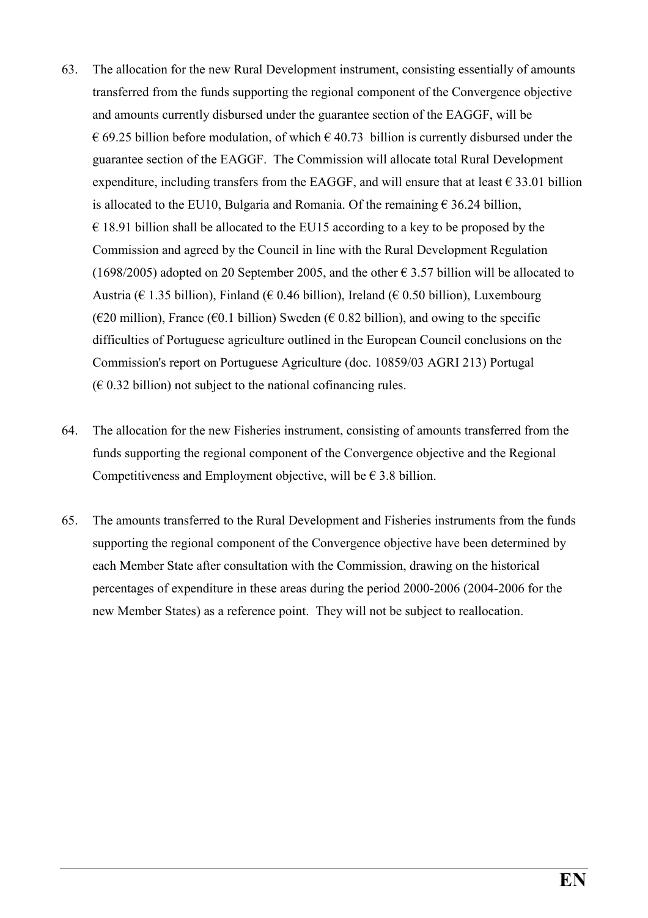63. The allocation for the new Rural Development instrument, consisting essentially of amounts transferred from the funds supporting the regional component of the Convergence objective and amounts currently disbursed under the guarantee section of the EAGGF, will be € 69.25 billion before modulation, of which € 40.73 billion is currently disbursed under the guarantee section of the EAGGF. The Commission will allocate total Rural Development expenditure, including transfers from the EAGGF, and will ensure that at least € 33.01 billion is allocated to the EU10, Bulgaria and Romania. Of the remaining € 36.24 billion, € 18.91 billion shall be allocated to the EU15 according to a key to be proposed by the Commission and agreed by the Council in line with the Rural Development Regulation (1698/2005) adopted on 20 September 2005, and the other € 3.57 billion will be allocated to Austria (€ 1.35 billion), Finland (€ 0.46 billion), Ireland (€ 0.50 billion), Luxembourg (€20 million), France (€0.1 billion) Sweden (€ 0.82 billion), and owing to the specific difficulties of Portuguese agriculture outlined in the European Council conclusions on the Commission's report on Portuguese Agriculture (doc. 10859/03 AGRI 213) Portugal (€ 0.32 billion) not subject to the national cofinancing rules.

64. The allocation for the new Fisheries instrument, consisting of amounts transferred from the funds supporting the regional component of the Convergence objective and the Regional Competitiveness and Employment objective, will be € 3.8 billion.

65. The amounts transferred to the Rural Development and Fisheries instruments from the funds supporting the regional component of the Convergence objective have been determined by each Member State after consultation with the Commission, drawing on the historical percentages of expenditure in these areas during the period 2000-2006 (2004-2006 for the new Member States) as a reference point. They will not be subject to reallocation.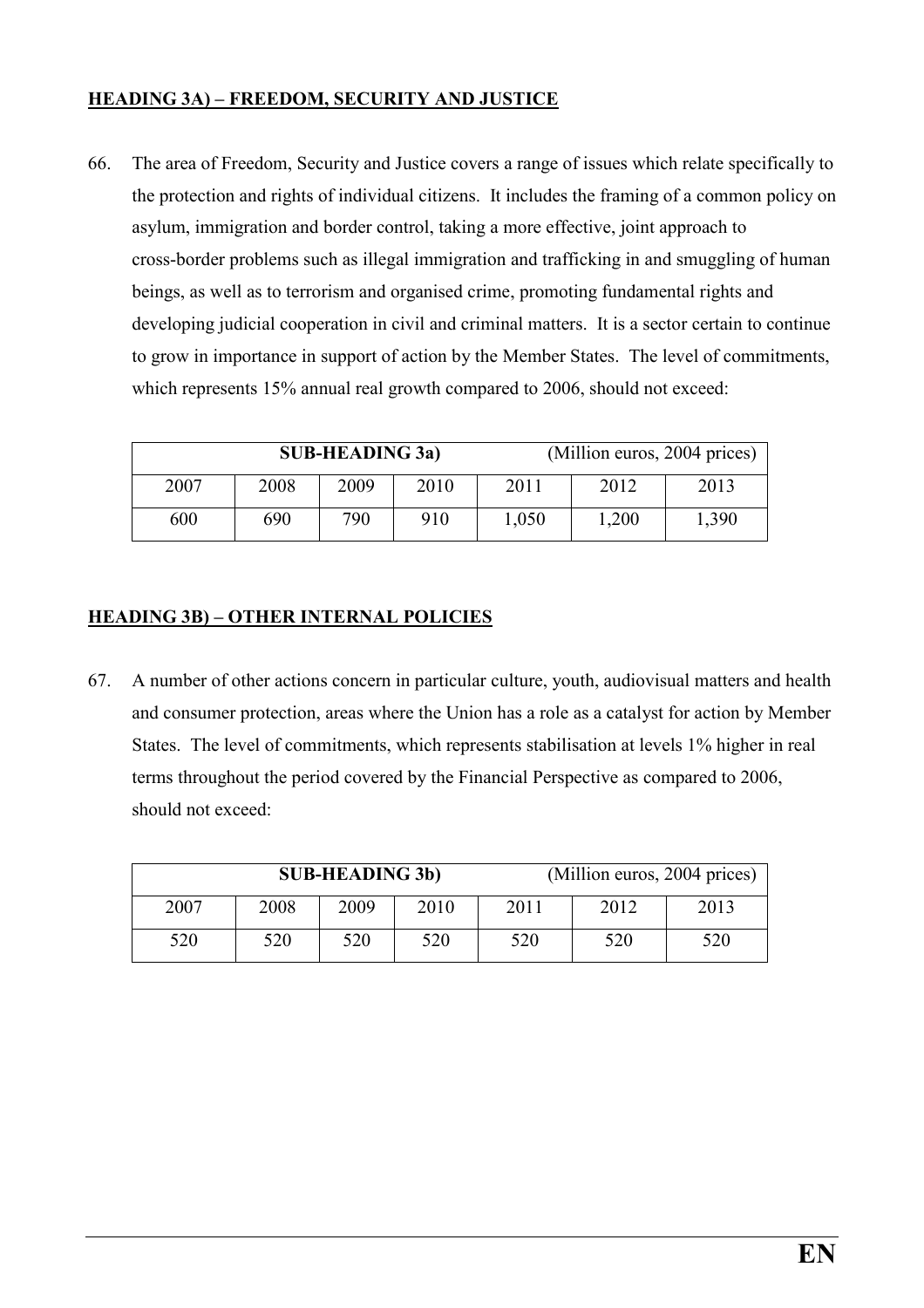**HEADING 3A) – FREEDOM, SECURITY AND JUSTICE**

66. The area of Freedom, Security and Justice covers a range of issues which relate specifically to the protection and rights of individual citizens. It includes the framing of a common policy on asylum, immigration and border control, taking a more effective, joint approach to cross-border problems such as illegal immigration and trafficking in and smuggling of human beings, as well as to terrorism and organised crime, promoting fundamental rights and developing judicial cooperation in civil and criminal matters. It is a sector certain to continue to grow in importance in support of action by the Member States. The level of commitments, which represents 15% annual real growth compared to 2006, should not exceed:

| **SUB-HEADING 3a)** | | | | (Million euros, 2004 prices) | | |
|---|---|---|---|---|---|---|
| 2007 | 2008 | 2009 | 2010 | 2011 | 2012 | 2013 |
| 600 | 690 | 790 | 910 | 1,050 | 1,200 | 1,390 |

**HEADING 3B) – OTHER INTERNAL POLICIES**

67. A number of other actions concern in particular culture, youth, audiovisual matters and health and consumer protection, areas where the Union has a role as a catalyst for action by Member States. The level of commitments, which represents stabilisation at levels 1% higher in real terms throughout the period covered by the Financial Perspective as compared to 2006, should not exceed:

| **SUB-HEADING 3b)** | | | | (Million euros, 2004 prices) | | |
|---|---|---|---|---|---|---|
| 2007 | 2008 | 2009 | 2010 | 2011 | 2012 | 2013 |
| 520 | 520 | 520 | 520 | 520 | 520 | 520 |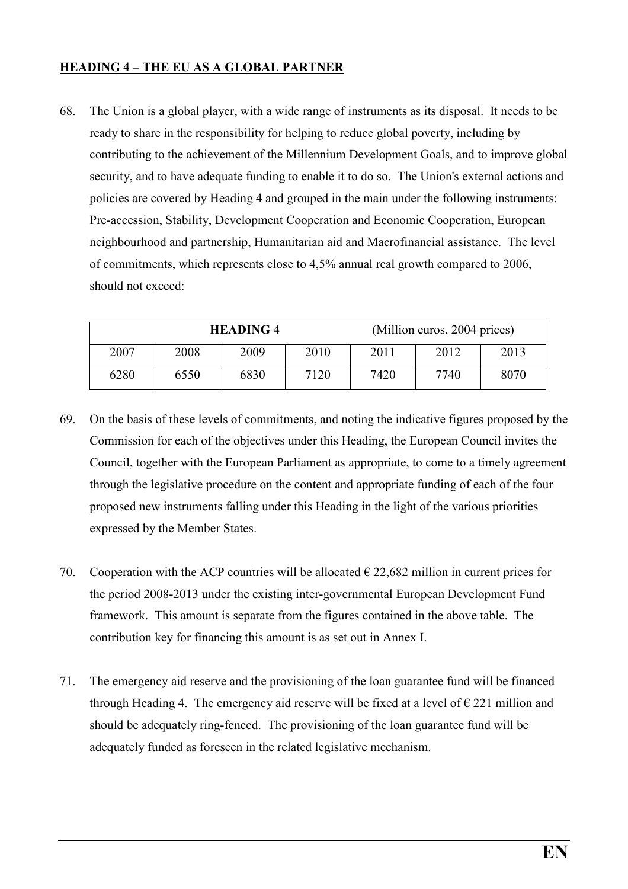## HEADING 4 – THE EU AS A GLOBAL PARTNER

68. The Union is a global player, with a wide range of instruments as its disposal. It needs to be ready to share in the responsibility for helping to reduce global poverty, including by contributing to the achievement of the Millennium Development Goals, and to improve global security, and to have adequate funding to enable it to do so. The Union's external actions and policies are covered by Heading 4 and grouped in the main under the following instruments: Pre-accession, Stability, Development Cooperation and Economic Cooperation, European neighbourhood and partnership, Humanitarian aid and Macrofinancial assistance. The level of commitments, which represents close to 4,5% annual real growth compared to 2006, should not exceed:

| **HEADING 4** | | | | (Million euros, 2004 prices) | | |
|---|---|---|---|---|---|---|
| 2007 | 2008 | 2009 | 2010 | 2011 | 2012 | 2013 |
| 6280 | 6550 | 6830 | 7120 | 7420 | 7740 | 8070 |

69. On the basis of these levels of commitments, and noting the indicative figures proposed by the Commission for each of the objectives under this Heading, the European Council invites the Council, together with the European Parliament as appropriate, to come to a timely agreement through the legislative procedure on the content and appropriate funding of each of the four proposed new instruments falling under this Heading in the light of the various priorities expressed by the Member States.

70. Cooperation with the ACP countries will be allocated € 22,682 million in current prices for the period 2008-2013 under the existing inter-governmental European Development Fund framework. This amount is separate from the figures contained in the above table. The contribution key for financing this amount is as set out in Annex I.

71. The emergency aid reserve and the provisioning of the loan guarantee fund will be financed through Heading 4. The emergency aid reserve will be fixed at a level of € 221 million and should be adequately ring-fenced. The provisioning of the loan guarantee fund will be adequately funded as foreseen in the related legislative mechanism.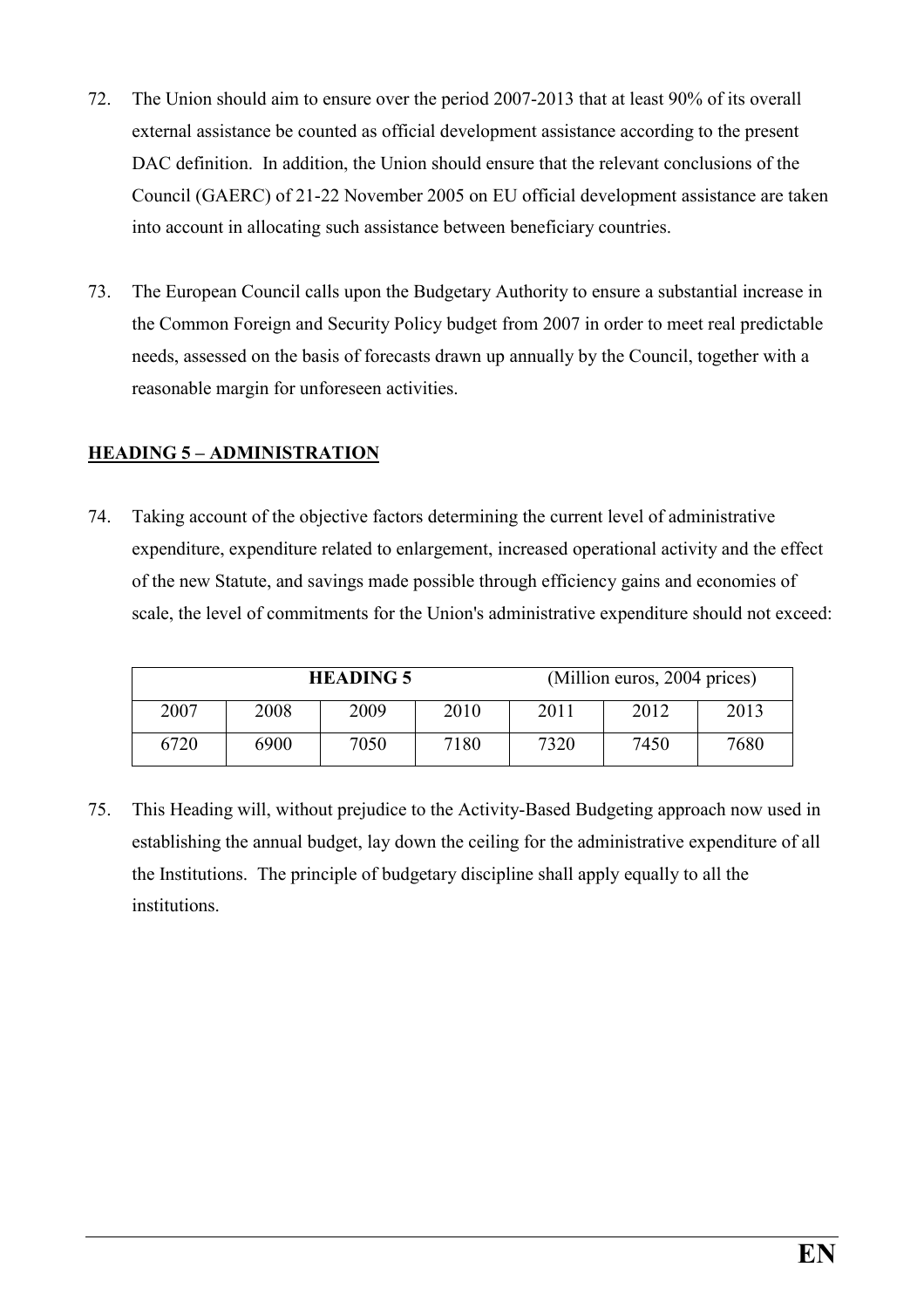72. The Union should aim to ensure over the period 2007-2013 that at least 90% of its overall external assistance be counted as official development assistance according to the present DAC definition. In addition, the Union should ensure that the relevant conclusions of the Council (GAERC) of 21-22 November 2005 on EU official development assistance are taken into account in allocating such assistance between beneficiary countries.

73. The European Council calls upon the Budgetary Authority to ensure a substantial increase in the Common Foreign and Security Policy budget from 2007 in order to meet real predictable needs, assessed on the basis of forecasts drawn up annually by the Council, together with a reasonable margin for unforeseen activities.

**HEADING 5 – ADMINISTRATION**

74. Taking account of the objective factors determining the current level of administrative expenditure, expenditure related to enlargement, increased operational activity and the effect of the new Statute, and savings made possible through efficiency gains and economies of scale, the level of commitments for the Union's administrative expenditure should not exceed:

| **HEADING 5** | | | | (Million euros, 2004 prices) | | |
|---|---|---|---|---|---|---|
| 2007 | 2008 | 2009 | 2010 | 2011 | 2012 | 2013 |
| 6720 | 6900 | 7050 | 7180 | 7320 | 7450 | 7680 |

75. This Heading will, without prejudice to the Activity-Based Budgeting approach now used in establishing the annual budget, lay down the ceiling for the administrative expenditure of all the Institutions. The principle of budgetary discipline shall apply equally to all the institutions.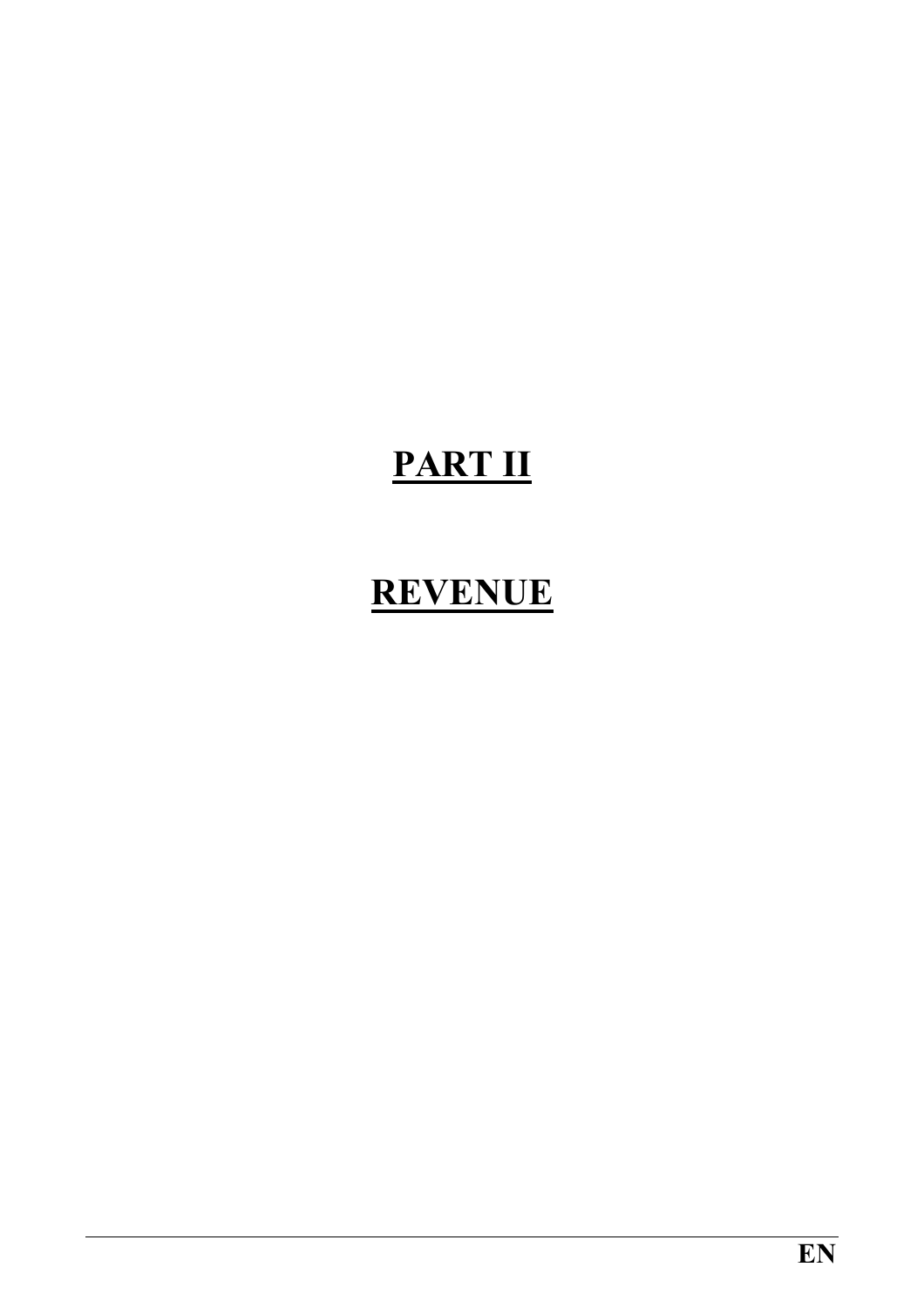# PART II

# REVENUE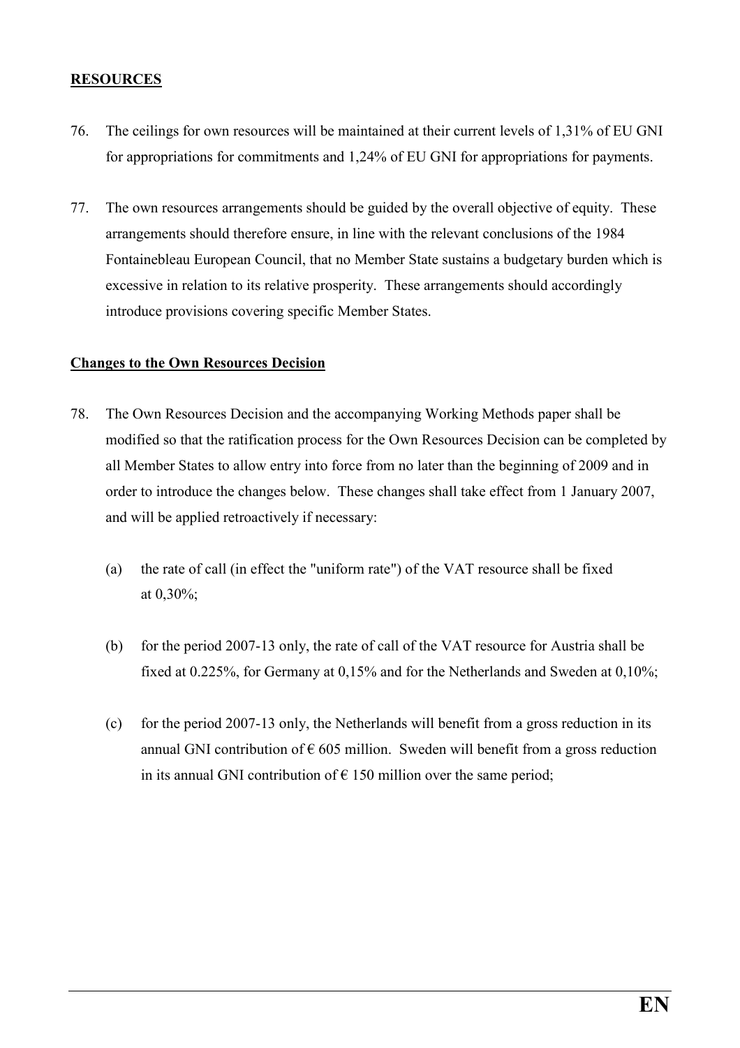**RESOURCES**

76. The ceilings for own resources will be maintained at their current levels of 1,31% of EU GNI for appropriations for commitments and 1,24% of EU GNI for appropriations for payments.

77. The own resources arrangements should be guided by the overall objective of equity. These arrangements should therefore ensure, in line with the relevant conclusions of the 1984 Fontainebleau European Council, that no Member State sustains a budgetary burden which is excessive in relation to its relative prosperity. These arrangements should accordingly introduce provisions covering specific Member States.

**Changes to the Own Resources Decision**

78. The Own Resources Decision and the accompanying Working Methods paper shall be modified so that the ratification process for the Own Resources Decision can be completed by all Member States to allow entry into force from no later than the beginning of 2009 and in order to introduce the changes below. These changes shall take effect from 1 January 2007, and will be applied retroactively if necessary:

    (a) the rate of call (in effect the "uniform rate") of the VAT resource shall be fixed at 0,30%;

    (b) for the period 2007-13 only, the rate of call of the VAT resource for Austria shall be fixed at 0.225%, for Germany at 0,15% and for the Netherlands and Sweden at 0,10%;

    (c) for the period 2007-13 only, the Netherlands will benefit from a gross reduction in its annual GNI contribution of € 605 million. Sweden will benefit from a gross reduction in its annual GNI contribution of € 150 million over the same period;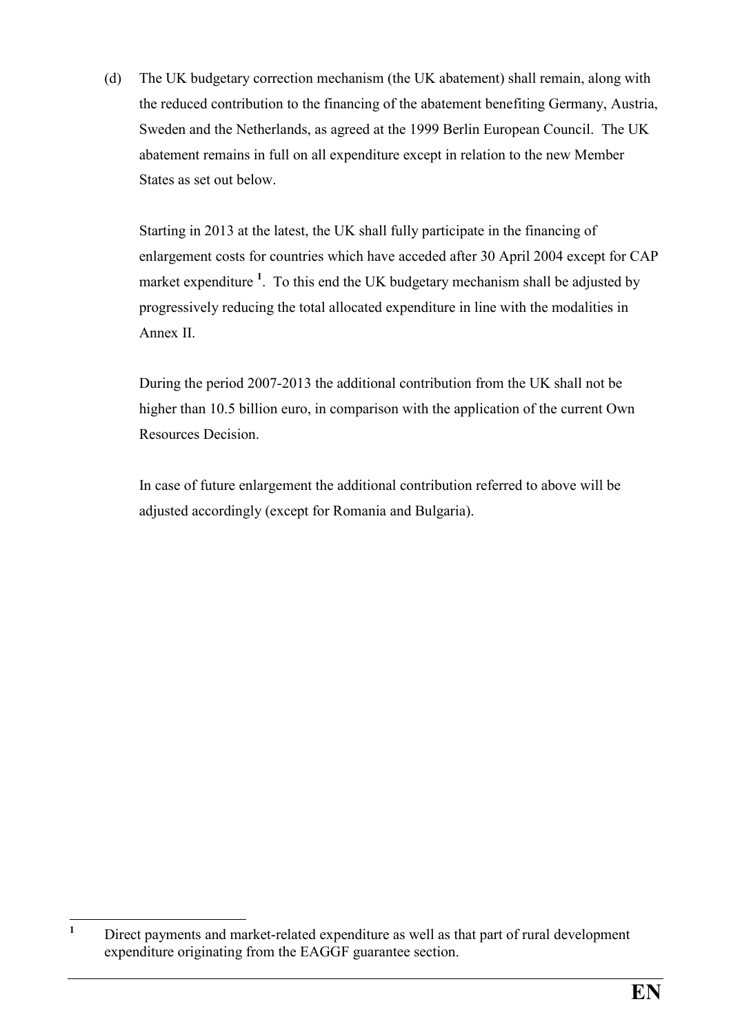(d) The UK budgetary correction mechanism (the UK abatement) shall remain, along with the reduced contribution to the financing of the abatement benefiting Germany, Austria, Sweden and the Netherlands, as agreed at the 1999 Berlin European Council. The UK abatement remains in full on all expenditure except in relation to the new Member States as set out below.

Starting in 2013 at the latest, the UK shall fully participate in the financing of enlargement costs for countries which have acceded after 30 April 2004 except for CAP market expenditure [1]. To this end the UK budgetary mechanism shall be adjusted by progressively reducing the total allocated expenditure in line with the modalities in Annex II.

During the period 2007-2013 the additional contribution from the UK shall not be higher than 10.5 billion euro, in comparison with the application of the current Own Resources Decision.

In case of future enlargement the additional contribution referred to above will be adjusted accordingly (except for Romania and Bulgaria).

---

[1] Direct payments and market-related expenditure as well as that part of rural development expenditure originating from the EAGGF guarantee section.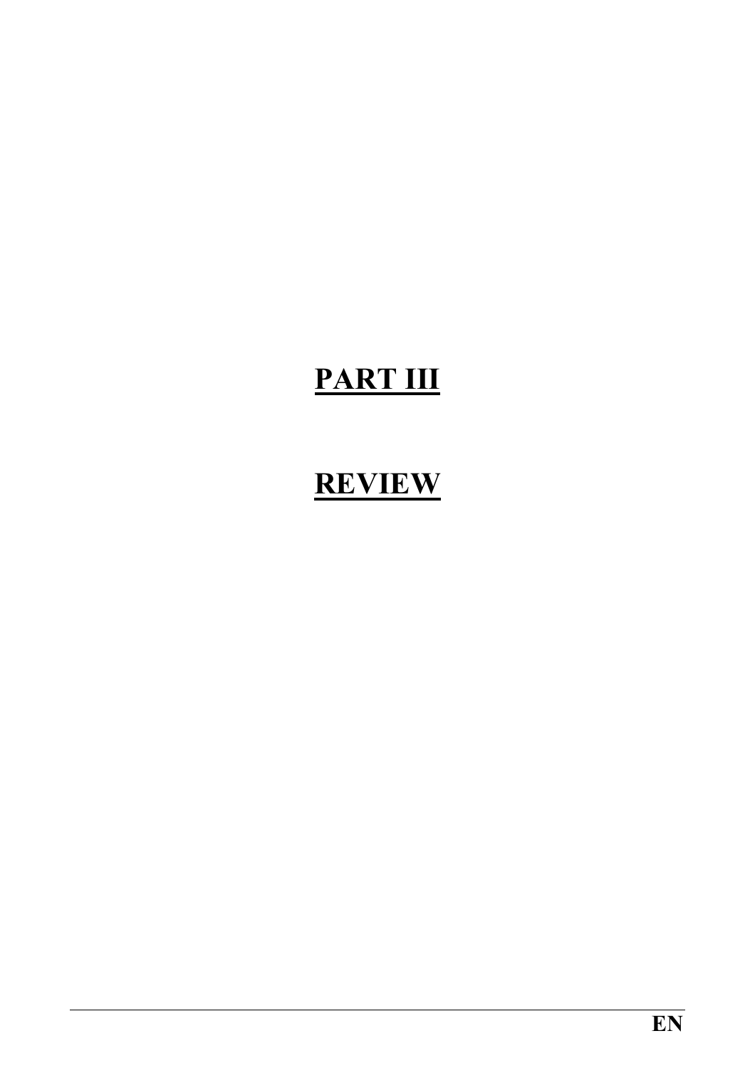# PART III

# REVIEW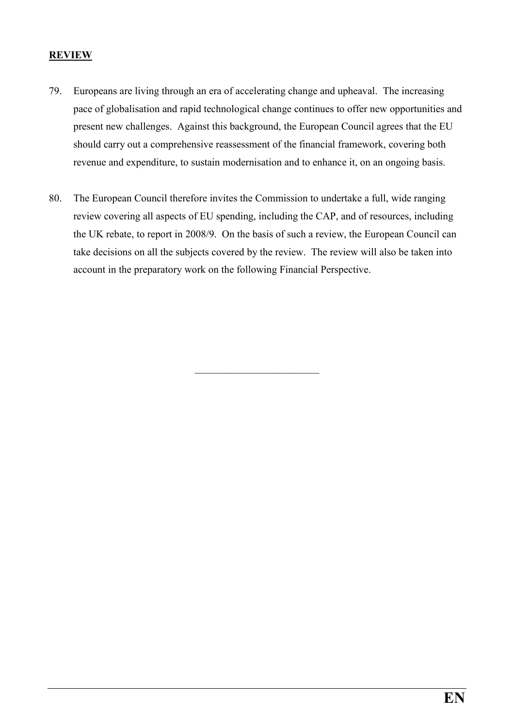**REVIEW**

79. Europeans are living through an era of accelerating change and upheaval. The increasing pace of globalisation and rapid technological change continues to offer new opportunities and present new challenges. Against this background, the European Council agrees that the EU should carry out a comprehensive reassessment of the financial framework, covering both revenue and expenditure, to sustain modernisation and to enhance it, on an ongoing basis.

80. The European Council therefore invites the Commission to undertake a full, wide ranging review covering all aspects of EU spending, including the CAP, and of resources, including the UK rebate, to report in 2008/9. On the basis of such a review, the European Council can take decisions on all the subjects covered by the review. The review will also be taken into account in the preparatory work on the following Financial Perspective.

\_\_\_\_\_\_\_\_\_\_\_\_\_\_\_\_\_\_\_\_\_\_\_\_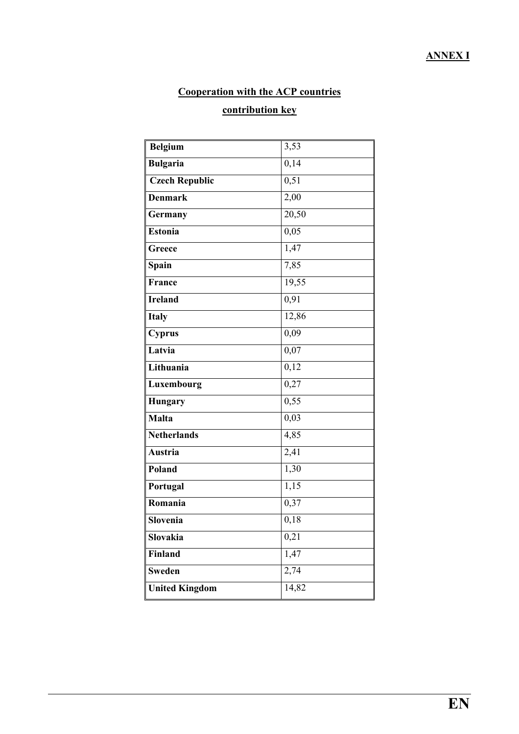**ANNEX I**

**Cooperation with the ACP countries**

**contribution key**

| Country | Contribution |
|---|---|
| **Belgium** | 3,53 |
| **Bulgaria** | 0,14 |
| **Czech Republic** | 0,51 |
| **Denmark** | 2,00 |
| **Germany** | 20,50 |
| **Estonia** | 0,05 |
| **Greece** | 1,47 |
| **Spain** | 7,85 |
| **France** | 19,55 |
| **Ireland** | 0,91 |
| **Italy** | 12,86 |
| **Cyprus** | 0,09 |
| **Latvia** | 0,07 |
| **Lithuania** | 0,12 |
| **Luxembourg** | 0,27 |
| **Hungary** | 0,55 |
| **Malta** | 0,03 |
| **Netherlands** | 4,85 |
| **Austria** | 2,41 |
| **Poland** | 1,30 |
| **Portugal** | 1,15 |
| **Romania** | 0,37 |
| **Slovenia** | 0,18 |
| **Slovakia** | 0,21 |
| **Finland** | 1,47 |
| **Sweden** | 2,74 |
| **United Kingdom** | 14,82 |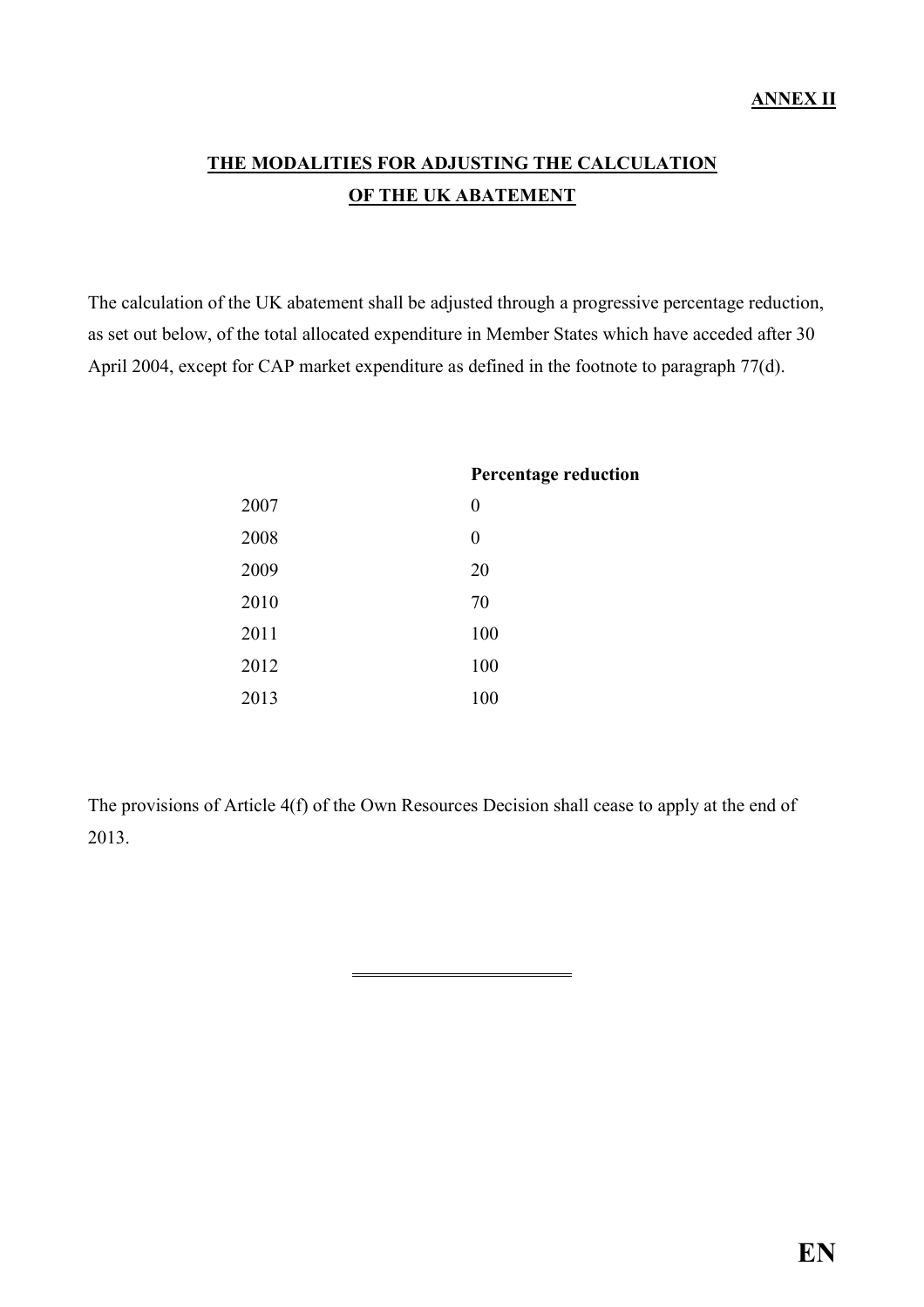**ANNEX II**

## THE MODALITIES FOR ADJUSTING THE CALCULATION OF THE UK ABATEMENT

The calculation of the UK abatement shall be adjusted through a progressive percentage reduction, as set out below, of the total allocated expenditure in Member States which have acceded after 30 April 2004, except for CAP market expenditure as defined in the footnote to paragraph 77(d).

| | Percentage reduction |
|---|---|
| 2007 | 0 |
| 2008 | 0 |
| 2009 | 20 |
| 2010 | 70 |
| 2011 | 100 |
| 2012 | 100 |
| 2013 | 100 |

The provisions of Article 4(f) of the Own Resources Decision shall cease to apply at the end of 2013.